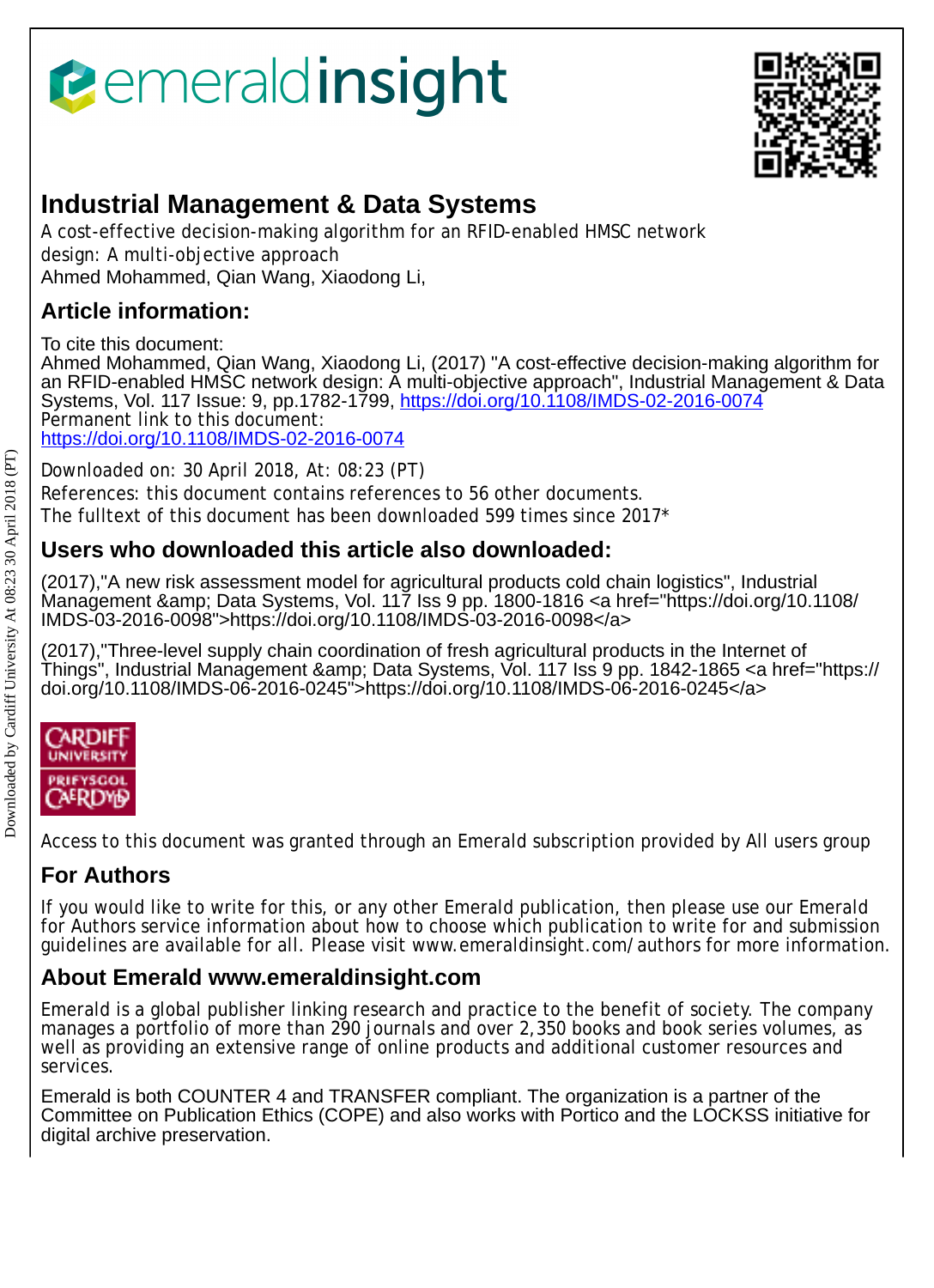# emeraldinsight

## Industrial Management & Data Systems

A cost-effective decision-making algorithm for an RFID-enabled HMSC network design: A multi-objective approach
Ahmed Mohammed, Qian Wang, Xiaodong Li,

## Article information:

To cite this document:
Ahmed Mohammed, Qian Wang, Xiaodong Li, (2017) "A cost-effective decision-making algorithm for an RFID-enabled HMSC network design: A multi-objective approach", Industrial Management & Data Systems, Vol. 117 Issue: 9, pp.1782-1799, https://doi.org/10.1108/IMDS-02-2016-0074
Permanent link to this document:
https://doi.org/10.1108/IMDS-02-2016-0074

Downloaded on: 30 April 2018, At: 08:23 (PT)
References: this document contains references to 56 other documents.
The fulltext of this document has been downloaded 599 times since 2017*

## Users who downloaded this article also downloaded:

(2017),"A new risk assessment model for agricultural products cold chain logistics", Industrial Management &amp; Data Systems, Vol. 117 Iss 9 pp. 1800-1816 <a href="https://doi.org/10.1108/IMDS-03-2016-0098">https://doi.org/10.1108/IMDS-03-2016-0098</a>

(2017),"Three-level supply chain coordination of fresh agricultural products in the Internet of Things", Industrial Management &amp; Data Systems, Vol. 117 Iss 9 pp. 1842-1865 <a href="https://doi.org/10.1108/IMDS-06-2016-0245">https://doi.org/10.1108/IMDS-06-2016-0245</a>

Access to this document was granted through an Emerald subscription provided by All users group

## For Authors

If you would like to write for this, or any other Emerald publication, then please use our Emerald for Authors service information about how to choose which publication to write for and submission guidelines are available for all. Please visit www.emeraldinsight.com/authors for more information.

## About Emerald www.emeraldinsight.com

Emerald is a global publisher linking research and practice to the benefit of society. The company manages a portfolio of more than 290 journals and over 2,350 books and book series volumes, as well as providing an extensive range of online products and additional customer resources and services.

Emerald is both COUNTER 4 and TRANSFER compliant. The organization is a partner of the Committee on Publication Ethics (COPE) and also works with Portico and the LOCKSS initiative for digital archive preservation.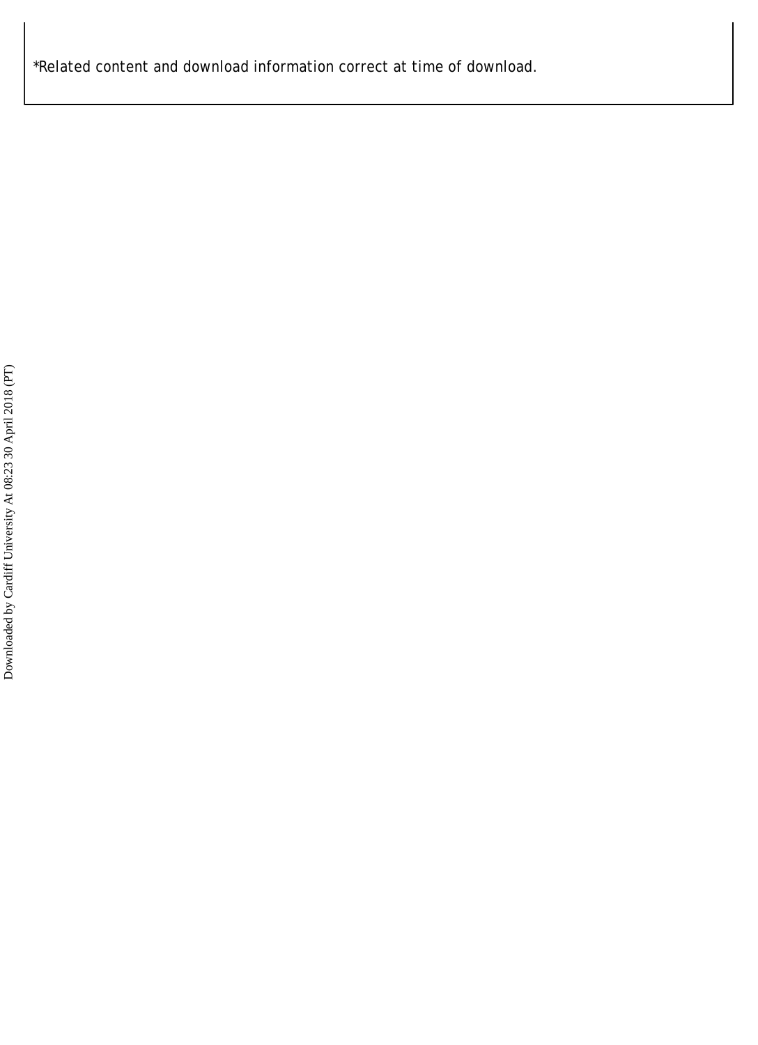*Related content and download information correct at time of download.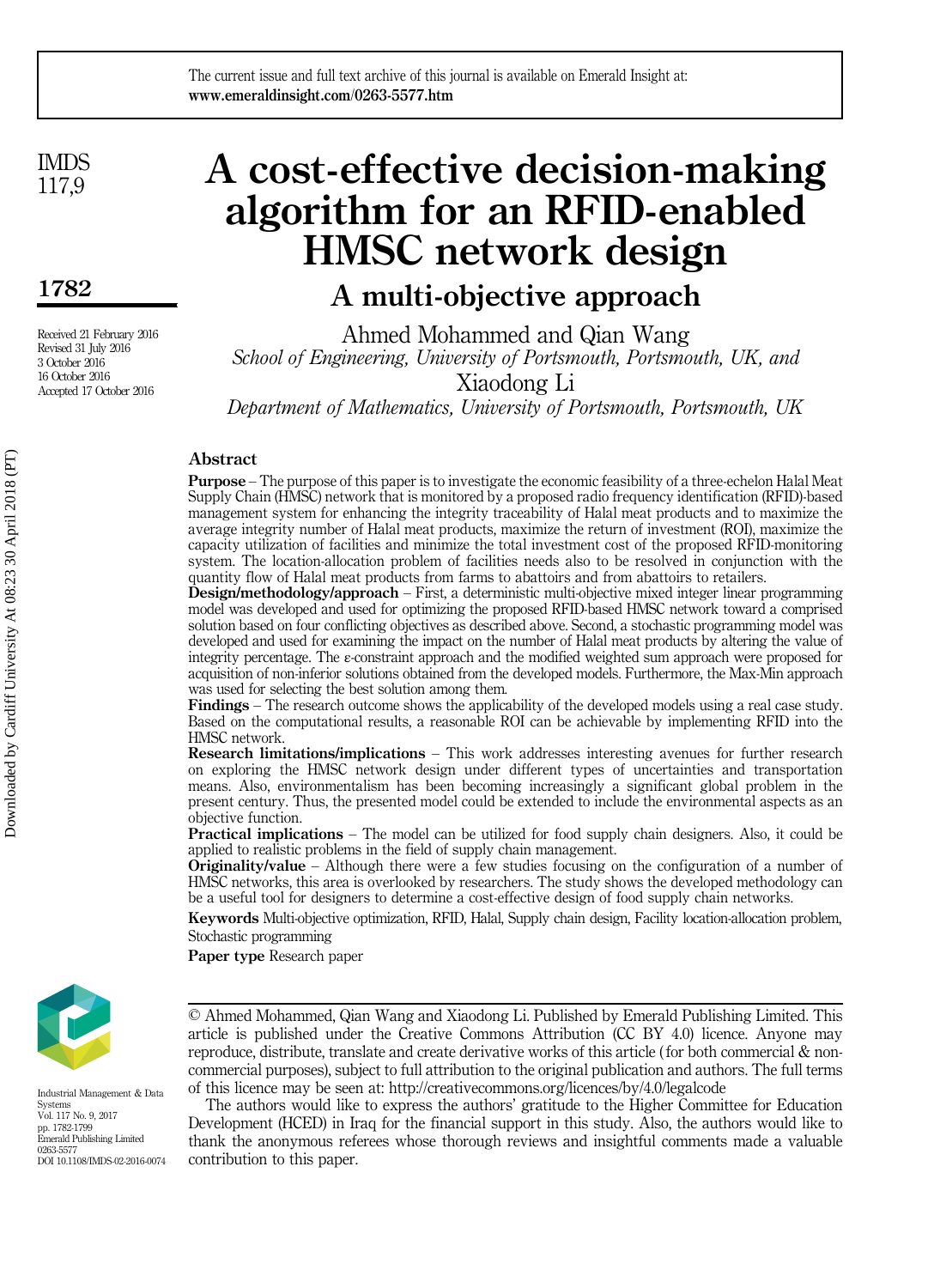# A cost-effective decision-making algorithm for an RFID-enabled HMSC network design

## A multi-objective approach

Ahmed Mohammed and Qian Wang

*School of Engineering, University of Portsmouth, Portsmouth, UK, and*

Xiaodong Li

*Department of Mathematics, University of Portsmouth, Portsmouth, UK*

Received 21 February 2016
Revised 31 July 2016
3 October 2016
16 October 2016
Accepted 17 October 2016

### Abstract

**Purpose** – The purpose of this paper is to investigate the economic feasibility of a three-echelon Halal Meat Supply Chain (HMSC) network that is monitored by a proposed radio frequency identification (RFID)-based management system for enhancing the integrity traceability of Halal meat products and to maximize the average integrity number of Halal meat products, maximize the return of investment (ROI), maximize the capacity utilization of facilities and minimize the total investment cost of the proposed RFID-monitoring system. The location-allocation problem of facilities needs also to be resolved in conjunction with the quantity flow of Halal meat products from farms to abattoirs and from abattoirs to retailers.

**Design/methodology/approach** – First, a deterministic multi-objective mixed integer linear programming model was developed and used for optimizing the proposed RFID-based HMSC network toward a comprised solution based on four conflicting objectives as described above. Second, a stochastic programming model was developed and used for examining the impact on the number of Halal meat products by altering the value of integrity percentage. The ε-constraint approach and the modified weighted sum approach were proposed for acquisition of non-inferior solutions obtained from the developed models. Furthermore, the Max-Min approach was used for selecting the best solution among them.

**Findings** – The research outcome shows the applicability of the developed models using a real case study. Based on the computational results, a reasonable ROI can be achievable by implementing RFID into the HMSC network.

**Research limitations/implications** – This work addresses interesting avenues for further research on exploring the HMSC network design under different types of uncertainties and transportation means. Also, environmentalism has been becoming increasingly a significant global problem in the present century. Thus, the presented model could be extended to include the environmental aspects as an objective function.

**Practical implications** – The model can be utilized for food supply chain designers. Also, it could be applied to realistic problems in the field of supply chain management.

**Originality/value** – Although there were a few studies focusing on the configuration of a number of HMSC networks, this area is overlooked by researchers. The study shows the developed methodology can be a useful tool for designers to determine a cost-effective design of food supply chain networks.

**Keywords** Multi-objective optimization, RFID, Halal, Supply chain design, Facility location-allocation problem, Stochastic programming

**Paper type** Research paper

© Ahmed Mohammed, Qian Wang and Xiaodong Li. Published by Emerald Publishing Limited. This article is published under the Creative Commons Attribution (CC BY 4.0) licence. Anyone may reproduce, distribute, translate and create derivative works of this article (for both commercial & non-commercial purposes), subject to full attribution to the original publication and authors. The full terms of this licence may be seen at: http://creativecommons.org/licences/by/4.0/legalcode

The authors would like to express the authors' gratitude to the Higher Committee for Education Development (HCED) in Iraq for the financial support in this study. Also, the authors would like to thank the anonymous referees whose thorough reviews and insightful comments made a valuable contribution to this paper.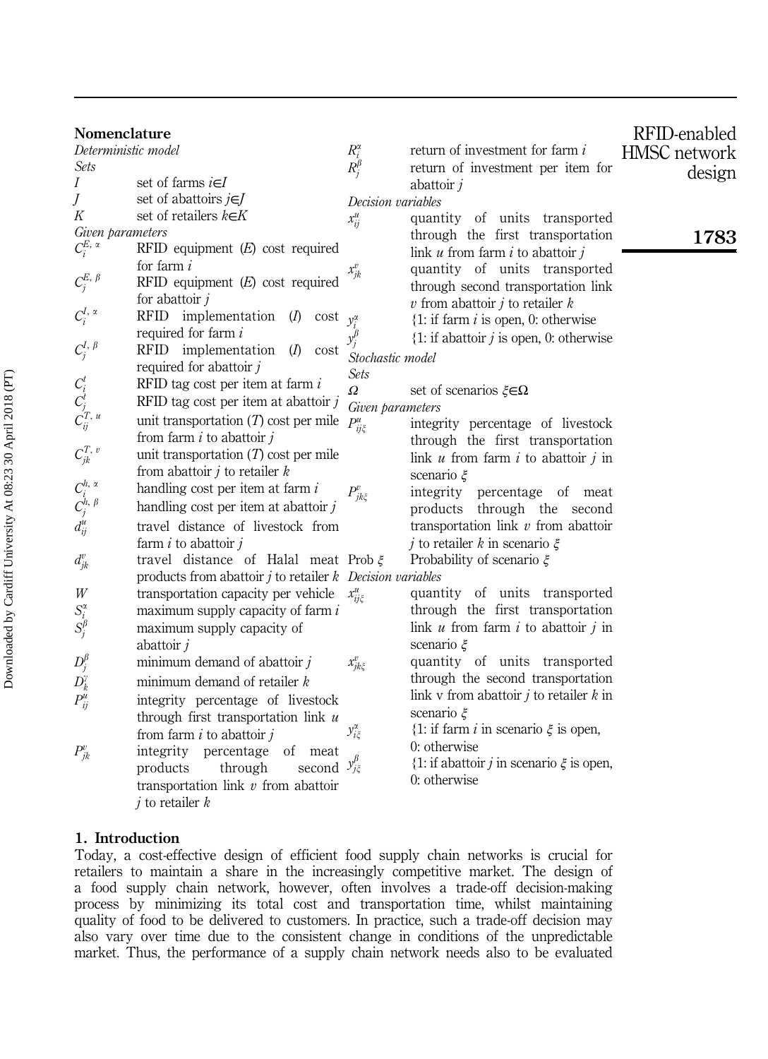## Nomenclature

*Deterministic model*

*Sets*

- $I$ set of farms $i \in I$
- $J$ set of abattoirs $j \in J$
- $K$ set of retailers $k \in K$

*Given parameters*

- $C_i^{E,\alpha}$ RFID equipment ($E$) cost required for farm $i$
- $C_j^{E,\beta}$ RFID equipment ($E$) cost required for abattoir $j$
- $C_i^{I,\alpha}$ RFID implementation ($I$) cost required for farm $i$
- $C_j^{I,\beta}$ RFID implementation ($I$) cost required for abattoir $j$
- $C_i^t$ RFID tag cost per item at farm $i$
- $C_j^t$ RFID tag cost per item at abattoir $j$
- $C_{ij}^{T,u}$ unit transportation ($T$) cost per mile from farm $i$ to abattoir $j$
- $C_{jk}^{T,v}$ unit transportation ($T$) cost per mile from abattoir $j$ to retailer $k$
- $C_i^{h,\alpha}$ handling cost per item at farm $i$
- $C_j^{h,\beta}$ handling cost per item at abattoir $j$
- $d_{ij}^u$ travel distance of livestock from farm $i$ to abattoir $j$
- $d_{jk}^v$ travel distance of Halal meat products from abattoir $j$ to retailer $k$
- $W$ transportation capacity per vehicle
- $S_i^\alpha$ maximum supply capacity of farm $i$
- $S_j^\beta$ maximum supply capacity of abattoir $j$
- $D_j^\beta$ minimum demand of abattoir $j$
- $D_k^\gamma$ minimum demand of retailer $k$
- $P_{ij}^u$ integrity percentage of livestock through first transportation link $u$ from farm $i$ to abattoir $j$
- $P_{jk}^v$ integrity percentage of meat products through second transportation link $v$ from abattoir $j$ to retailer $k$
- $R_i^\alpha$ return of investment for farm $i$
- $R_j^\beta$ return of investment per item for abattoir $j$

*Decision variables*

- $x_{ij}^u$ quantity of units transported through the first transportation link $u$ from farm $i$ to abattoir $j$
- $x_{jk}^v$ quantity of units transported through second transportation link $v$ from abattoir $j$ to retailer $k$
- $y_i^\alpha$ {1: if farm $i$ is open, 0: otherwise
- $y_j^\beta$ {1: if abattoir $j$ is open, 0: otherwise

*Stochastic model*

*Sets*

- $\Omega$ set of scenarios $\xi \in \Omega$

*Given parameters*

- $P_{ij\xi}^u$ integrity percentage of livestock through the first transportation link $u$ from farm $i$ to abattoir $j$ in scenario $\xi$
- $P_{jk\xi}^v$ integrity percentage of meat products through the second transportation link $v$ from abattoir $j$ to retailer $k$ in scenario $\xi$
- Prob $\xi$ Probability of scenario $\xi$

*Decision variables*

- $x_{ij\xi}^u$ quantity of units transported through the first transportation link $u$ from farm $i$ to abattoir $j$ in scenario $\xi$
- $x_{jk\xi}^v$ quantity of units transported through the second transportation link v from abattoir $j$ to retailer $k$ in scenario $\xi$
- $y_{i\xi}^\alpha$ {1: if farm $i$ in scenario $\xi$ is open, 0: otherwise
- $y_{j\xi}^\beta$ {1: if abattoir $j$ in scenario $\xi$ is open, 0: otherwise

## 1. Introduction

Today, a cost-effective design of efficient food supply chain networks is crucial for retailers to maintain a share in the increasingly competitive market. The design of a food supply chain network, however, often involves a trade-off decision-making process by minimizing its total cost and transportation time, whilst maintaining quality of food to be delivered to customers. In practice, such a trade-off decision may also vary over time due to the consistent change in conditions of the unpredictable market. Thus, the performance of a supply chain network needs also to be evaluated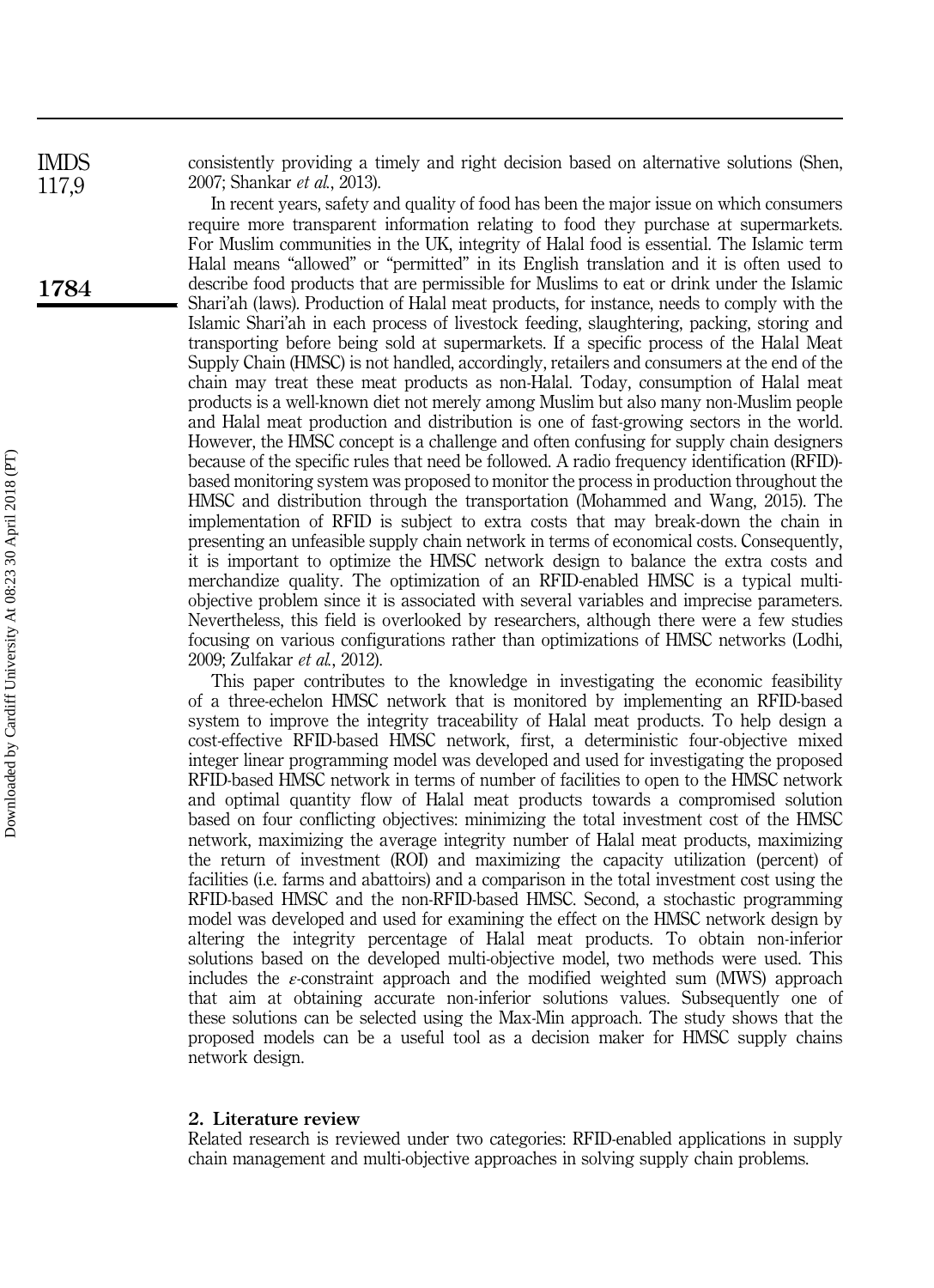consistently providing a timely and right decision based on alternative solutions (Shen, 2007; Shankar *et al.*, 2013).

In recent years, safety and quality of food has been the major issue on which consumers require more transparent information relating to food they purchase at supermarkets. For Muslim communities in the UK, integrity of Halal food is essential. The Islamic term Halal means "allowed" or "permitted" in its English translation and it is often used to describe food products that are permissible for Muslims to eat or drink under the Islamic Shari'ah (laws). Production of Halal meat products, for instance, needs to comply with the Islamic Shari'ah in each process of livestock feeding, slaughtering, packing, storing and transporting before being sold at supermarkets. If a specific process of the Halal Meat Supply Chain (HMSC) is not handled, accordingly, retailers and consumers at the end of the chain may treat these meat products as non-Halal. Today, consumption of Halal meat products is a well-known diet not merely among Muslim but also many non-Muslim people and Halal meat production and distribution is one of fast-growing sectors in the world. However, the HMSC concept is a challenge and often confusing for supply chain designers because of the specific rules that need be followed. A radio frequency identification (RFID)-based monitoring system was proposed to monitor the process in production throughout the HMSC and distribution through the transportation (Mohammed and Wang, 2015). The implementation of RFID is subject to extra costs that may break-down the chain in presenting an unfeasible supply chain network in terms of economical costs. Consequently, it is important to optimize the HMSC network design to balance the extra costs and merchandize quality. The optimization of an RFID-enabled HMSC is a typical multi-objective problem since it is associated with several variables and imprecise parameters. Nevertheless, this field is overlooked by researchers, although there were a few studies focusing on various configurations rather than optimizations of HMSC networks (Lodhi, 2009; Zulfakar *et al.*, 2012).

This paper contributes to the knowledge in investigating the economic feasibility of a three-echelon HMSC network that is monitored by implementing an RFID-based system to improve the integrity traceability of Halal meat products. To help design a cost-effective RFID-based HMSC network, first, a deterministic four-objective mixed integer linear programming model was developed and used for investigating the proposed RFID-based HMSC network in terms of number of facilities to open to the HMSC network and optimal quantity flow of Halal meat products towards a compromised solution based on four conflicting objectives: minimizing the total investment cost of the HMSC network, maximizing the average integrity number of Halal meat products, maximizing the return of investment (ROI) and maximizing the capacity utilization (percent) of facilities (i.e. farms and abattoirs) and a comparison in the total investment cost using the RFID-based HMSC and the non-RFID-based HMSC. Second, a stochastic programming model was developed and used for examining the effect on the HMSC network design by altering the integrity percentage of Halal meat products. To obtain non-inferior solutions based on the developed multi-objective model, two methods were used. This includes the $\varepsilon$-constraint approach and the modified weighted sum (MWS) approach that aim at obtaining accurate non-inferior solutions values. Subsequently one of these solutions can be selected using the Max-Min approach. The study shows that the proposed models can be a useful tool as a decision maker for HMSC supply chains network design.

## 2. Literature review

Related research is reviewed under two categories: RFID-enabled applications in supply chain management and multi-objective approaches in solving supply chain problems.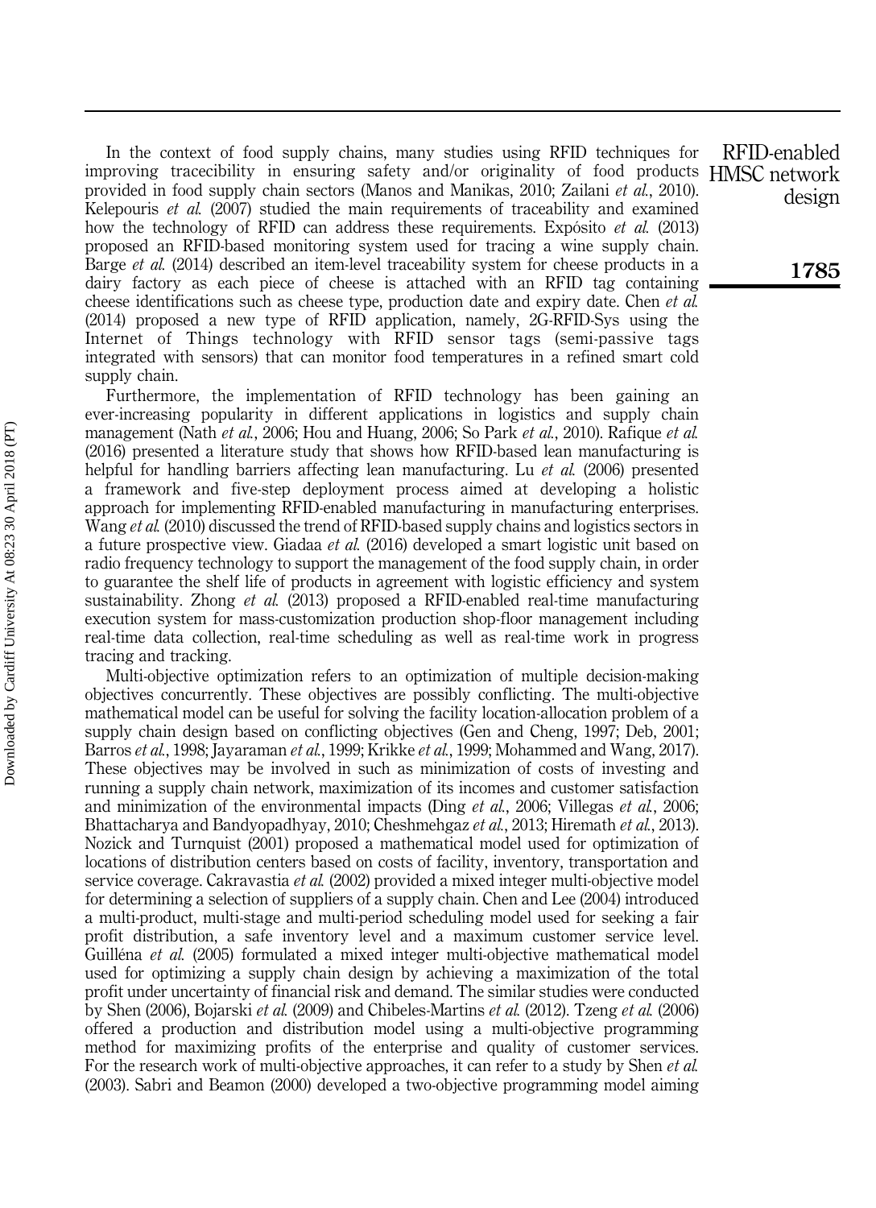In the context of food supply chains, many studies using RFID techniques for improving tracecibility in ensuring safety and/or originality of food products provided in food supply chain sectors (Manos and Manikas, 2010; Zailani *et al.*, 2010). Kelepouris *et al.* (2007) studied the main requirements of traceability and examined how the technology of RFID can address these requirements. Expósito *et al.* (2013) proposed an RFID-based monitoring system used for tracing a wine supply chain. Barge *et al.* (2014) described an item-level traceability system for cheese products in a dairy factory as each piece of cheese is attached with an RFID tag containing cheese identifications such as cheese type, production date and expiry date. Chen *et al.* (2014) proposed a new type of RFID application, namely, 2G-RFID-Sys using the Internet of Things technology with RFID sensor tags (semi-passive tags integrated with sensors) that can monitor food temperatures in a refined smart cold supply chain.

Furthermore, the implementation of RFID technology has been gaining an ever-increasing popularity in different applications in logistics and supply chain management (Nath *et al.*, 2006; Hou and Huang, 2006; So Park *et al.*, 2010). Rafique *et al.* (2016) presented a literature study that shows how RFID-based lean manufacturing is helpful for handling barriers affecting lean manufacturing. Lu *et al.* (2006) presented a framework and five-step deployment process aimed at developing a holistic approach for implementing RFID-enabled manufacturing in manufacturing enterprises. Wang *et al.* (2010) discussed the trend of RFID-based supply chains and logistics sectors in a future prospective view. Giadaa *et al.* (2016) developed a smart logistic unit based on radio frequency technology to support the management of the food supply chain, in order to guarantee the shelf life of products in agreement with logistic efficiency and system sustainability. Zhong *et al.* (2013) proposed a RFID-enabled real-time manufacturing execution system for mass-customization production shop-floor management including real-time data collection, real-time scheduling as well as real-time work in progress tracing and tracking.

Multi-objective optimization refers to an optimization of multiple decision-making objectives concurrently. These objectives are possibly conflicting. The multi-objective mathematical model can be useful for solving the facility location-allocation problem of a supply chain design based on conflicting objectives (Gen and Cheng, 1997; Deb, 2001; Barros *et al.*, 1998; Jayaraman *et al.*, 1999; Krikke *et al.*, 1999; Mohammed and Wang, 2017). These objectives may be involved in such as minimization of costs of investing and running a supply chain network, maximization of its incomes and customer satisfaction and minimization of the environmental impacts (Ding *et al.*, 2006; Villegas *et al.*, 2006; Bhattacharya and Bandyopadhyay, 2010; Cheshmehgaz *et al.*, 2013; Hiremath *et al.*, 2013). Nozick and Turnquist (2001) proposed a mathematical model used for optimization of locations of distribution centers based on costs of facility, inventory, transportation and service coverage. Cakravastia *et al.* (2002) provided a mixed integer multi-objective model for determining a selection of suppliers of a supply chain. Chen and Lee (2004) introduced a multi-product, multi-stage and multi-period scheduling model used for seeking a fair profit distribution, a safe inventory level and a maximum customer service level. Guilléna *et al.* (2005) formulated a mixed integer multi-objective mathematical model used for optimizing a supply chain design by achieving a maximization of the total profit under uncertainty of financial risk and demand. The similar studies were conducted by Shen (2006), Bojarski *et al.* (2009) and Chibeles-Martins *et al.* (2012). Tzeng *et al.* (2006) offered a production and distribution model using a multi-objective programming method for maximizing profits of the enterprise and quality of customer services. For the research work of multi-objective approaches, it can refer to a study by Shen *et al.* (2003). Sabri and Beamon (2000) developed a two-objective programming model aiming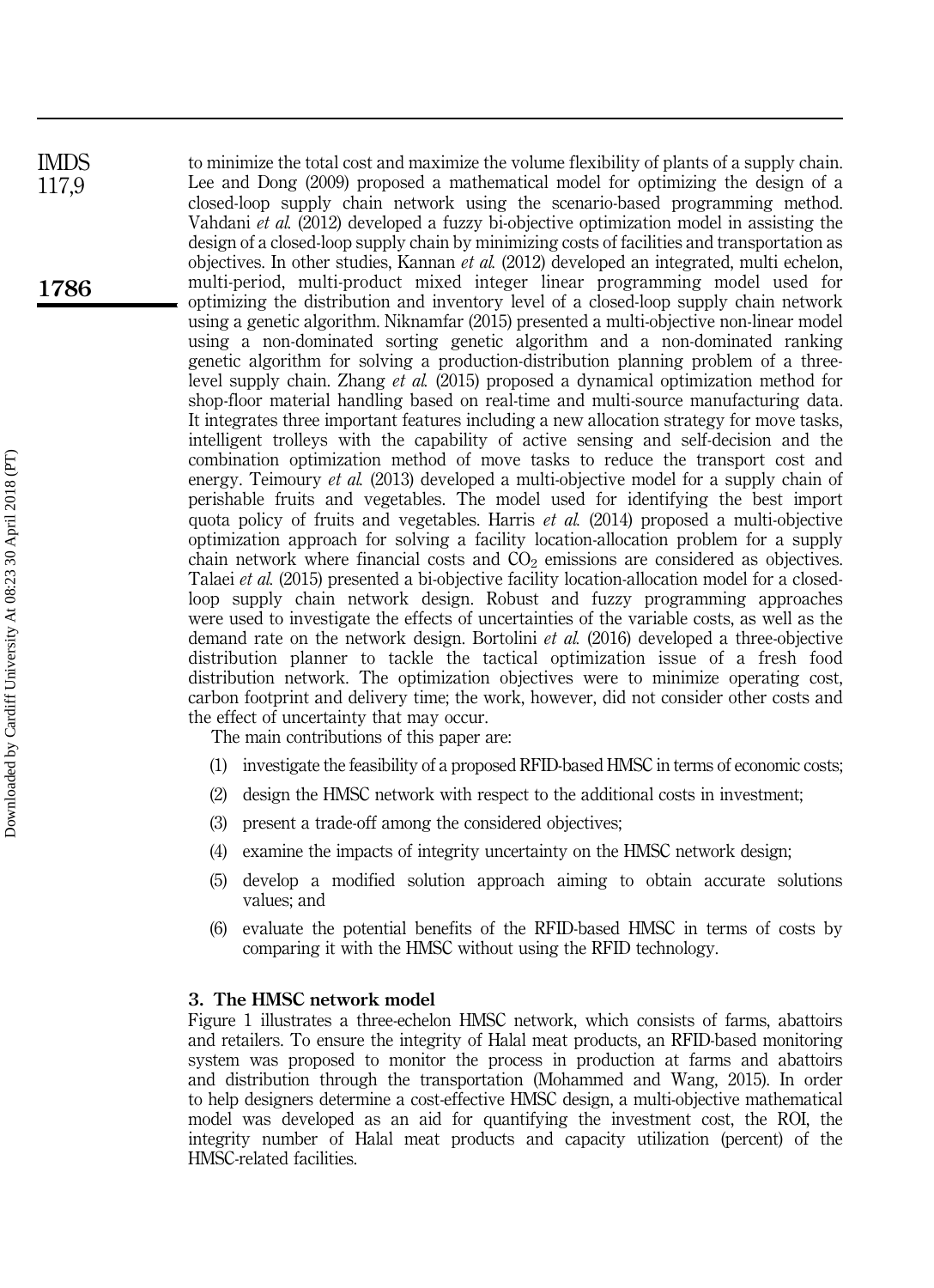to minimize the total cost and maximize the volume flexibility of plants of a supply chain. Lee and Dong (2009) proposed a mathematical model for optimizing the design of a closed-loop supply chain network using the scenario-based programming method. Vahdani *et al.* (2012) developed a fuzzy bi-objective optimization model in assisting the design of a closed-loop supply chain by minimizing costs of facilities and transportation as objectives. In other studies, Kannan *et al.* (2012) developed an integrated, multi echelon, multi-period, multi-product mixed integer linear programming model used for optimizing the distribution and inventory level of a closed-loop supply chain network using a genetic algorithm. Niknamfar (2015) presented a multi-objective non-linear model using a non-dominated sorting genetic algorithm and a non-dominated ranking genetic algorithm for solving a production-distribution planning problem of a three-level supply chain. Zhang *et al.* (2015) proposed a dynamical optimization method for shop-floor material handling based on real-time and multi-source manufacturing data. It integrates three important features including a new allocation strategy for move tasks, intelligent trolleys with the capability of active sensing and self-decision and the combination optimization method of move tasks to reduce the transport cost and energy. Teimoury *et al.* (2013) developed a multi-objective model for a supply chain of perishable fruits and vegetables. The model used for identifying the best import quota policy of fruits and vegetables. Harris *et al.* (2014) proposed a multi-objective optimization approach for solving a facility location-allocation problem for a supply chain network where financial costs and $CO_2$ emissions are considered as objectives. Talaei *et al.* (2015) presented a bi-objective facility location-allocation model for a closed-loop supply chain network design. Robust and fuzzy programming approaches were used to investigate the effects of uncertainties of the variable costs, as well as the demand rate on the network design. Bortolini *et al.* (2016) developed a three-objective distribution planner to tackle the tactical optimization issue of a fresh food distribution network. The optimization objectives were to minimize operating cost, carbon footprint and delivery time; the work, however, did not consider other costs and the effect of uncertainty that may occur.

The main contributions of this paper are:

1. investigate the feasibility of a proposed RFID-based HMSC in terms of economic costs;
2. design the HMSC network with respect to the additional costs in investment;
3. present a trade-off among the considered objectives;
4. examine the impacts of integrity uncertainty on the HMSC network design;
5. develop a modified solution approach aiming to obtain accurate solutions values; and
6. evaluate the potential benefits of the RFID-based HMSC in terms of costs by comparing it with the HMSC without using the RFID technology.

## 3. The HMSC network model

Figure 1 illustrates a three-echelon HMSC network, which consists of farms, abattoirs and retailers. To ensure the integrity of Halal meat products, an RFID-based monitoring system was proposed to monitor the process in production at farms and abattoirs and distribution through the transportation (Mohammed and Wang, 2015). In order to help designers determine a cost-effective HMSC design, a multi-objective mathematical model was developed as an aid for quantifying the investment cost, the ROI, the integrity number of Halal meat products and capacity utilization (percent) of the HMSC-related facilities.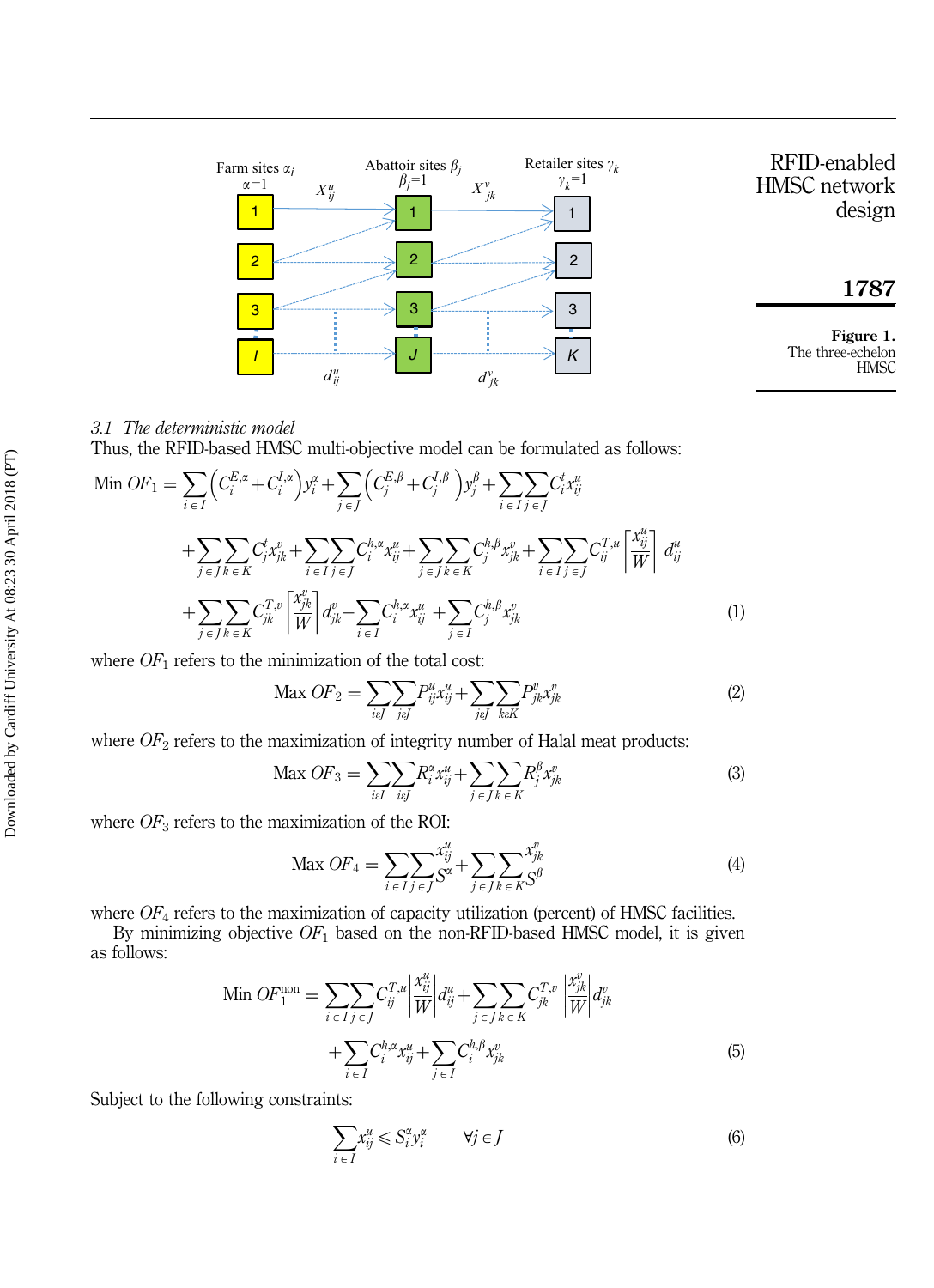Figure 1. The three-echelon HMSC

### 3.1 The deterministic model

Thus, the RFID-based HMSC multi-objective model can be formulated as follows:

$$\text{Min } OF_1 = \sum_{i \in I} \left( C_i^{E,\alpha} + C_i^{I,\alpha} \right) y_i^{\alpha} + \sum_{j \in J} \left( C_j^{E,\beta} + C_j^{I,\beta} \right) y_j^{\beta} + \sum_{i \in I} \sum_{j \in J} C_i^t x_{ij}^u$$

$$+ \sum_{j \in J} \sum_{k \in K} C_j^t x_{jk}^v + \sum_{i \in I} \sum_{j \in J} C_i^{h,\alpha} x_{ij}^u + \sum_{j \in J} \sum_{k \in K} C_j^{h,\beta} x_{jk}^v + \sum_{i \in I} \sum_{j \in J} C_{ij}^{T,u} \left\lceil \frac{x_{ij}^u}{W} \right\rceil d_{ij}^u$$

$$+ \sum_{j \in J} \sum_{k \in K} C_{jk}^{T,v} \left\lceil \frac{x_{jk}^v}{W} \right\rceil d_{jk}^v - \sum_{i \in I} C_i^{h,\alpha} x_{ij}^u + \sum_{j \in I} C_j^{h,\beta} x_{jk}^v \tag{1}$$

where $OF_1$ refers to the minimization of the total cost:

$$\text{Max } OF_2 = \sum_{i \in J} \sum_{i \in J} P_{ij}^u x_{ij}^u + \sum_{j \in J} \sum_{k \in K} P_{jk}^v x_{jk}^v \tag{2}$$

where $OF_2$ refers to the maximization of integrity number of Halal meat products:

$$\text{Max } OF_3 = \sum_{i \in I} \sum_{i \in J} R_i^{\alpha} x_{ij}^u + \sum_{j \in J} \sum_{k \in K} R_j^{\beta} x_{jk}^v \tag{3}$$

where $OF_3$ refers to the maximization of the ROI:

$$\text{Max } OF_4 = \sum_{i \in I} \sum_{j \in J} \frac{x_{ij}^u}{S^{\alpha}} + \sum_{j \in J} \sum_{k \in K} \frac{x_{jk}^v}{S^{\beta}} \tag{4}$$

where $OF_4$ refers to the maximization of capacity utilization (percent) of HMSC facilities.

By minimizing objective $OF_1$ based on the non-RFID-based HMSC model, it is given as follows:

$$\text{Min } OF_1^{\text{non}} = \sum_{i \in I} \sum_{j \in J} C_{ij}^{T,u} \left| \frac{x_{ij}^u}{W} \right| d_{ij}^u + \sum_{j \in J} \sum_{k \in K} C_{jk}^{T,v} \left| \frac{x_{jk}^v}{W} \right| d_{jk}^v$$

$$+ \sum_{i \in I} C_i^{h,\alpha} x_{ij}^u + \sum_{j \in I} C_i^{h,\beta} x_{jk}^v \tag{5}$$

Subject to the following constraints:

$$\sum_{i \in I} x_{ij}^u \leqslant S_i^{\alpha} y_i^{\alpha} \qquad \forall j \in J \tag{6}$$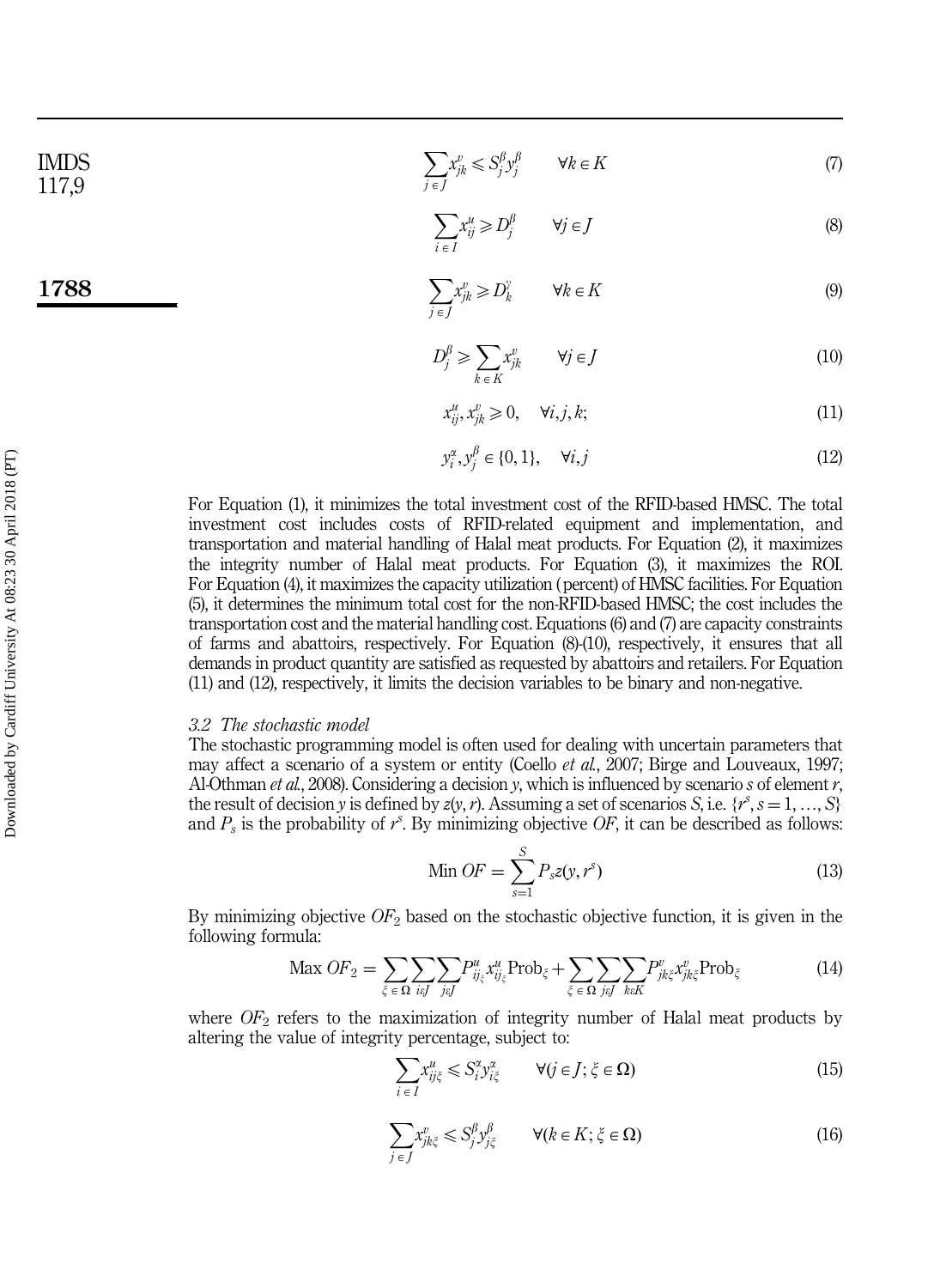$$\sum_{j \in J} x_{jk}^{v} \leqslant S_j^{\beta} y_j^{\beta} \qquad \forall k \in K \tag{7}$$

$$\sum_{i \in I} x_{ij}^{u} \geqslant D_j^{\beta} \qquad \forall j \in J \tag{8}$$

$$\sum_{j \in J} x_{jk}^{v} \geqslant D_k^{\gamma} \qquad \forall k \in K \tag{9}$$

$$D_j^{\beta} \geqslant \sum_{k \in K} x_{jk}^{v} \qquad \forall j \in J \tag{10}$$

$$x_{ij}^{u}, x_{jk}^{v} \geqslant 0, \quad \forall i, j, k; \tag{11}$$

$$y_i^{\alpha}, y_j^{\beta} \in \{0, 1\}, \quad \forall i, j \tag{12}$$

For Equation (1), it minimizes the total investment cost of the RFID-based HMSC. The total investment cost includes costs of RFID-related equipment and implementation, and transportation and material handling of Halal meat products. For Equation (2), it maximizes the integrity number of Halal meat products. For Equation (3), it maximizes the ROI. For Equation (4), it maximizes the capacity utilization (percent) of HMSC facilities. For Equation (5), it determines the minimum total cost for the non-RFID-based HMSC; the cost includes the transportation cost and the material handling cost. Equations (6) and (7) are capacity constraints of farms and abattoirs, respectively. For Equation (8)-(10), respectively, it ensures that all demands in product quantity are satisfied as requested by abattoirs and retailers. For Equation (11) and (12), respectively, it limits the decision variables to be binary and non-negative.

### 3.2 The stochastic model

The stochastic programming model is often used for dealing with uncertain parameters that may affect a scenario of a system or entity (Coello *et al.*, 2007; Birge and Louveaux, 1997; Al-Othman *et al.*, 2008). Considering a decision $y$, which is influenced by scenario $s$ of element $r$, the result of decision $y$ is defined by $z(y, r)$. Assuming a set of scenarios $S$, i.e. $\{r^s, s = 1, \ldots, S\}$ and $P_s$ is the probability of $r^s$. By minimizing objective $OF$, it can be described as follows:

$$\text{Min } OF = \sum_{s=1}^{S} P_s z(y, r^s) \tag{13}$$

By minimizing objective $OF_2$ based on the stochastic objective function, it is given in the following formula:

$$\text{Max } OF_2 = \sum_{\xi \in \Omega} \sum_{i \epsilon J} \sum_{j \epsilon J} P_{ij_\xi}^{u} x_{ij_\xi}^{u} \text{Prob}_\xi + \sum_{\xi \in \Omega} \sum_{j \epsilon J} \sum_{k \epsilon K} P_{jk\xi}^{v} x_{jk\xi}^{v} \text{Prob}_\xi \tag{14}$$

where $OF_2$ refers to the maximization of integrity number of Halal meat products by altering the value of integrity percentage, subject to:

$$\sum_{i \in I} x_{ij\xi}^{u} \leqslant S_i^{\alpha} y_{i\xi}^{\alpha} \qquad \forall (j \in J; \xi \in \Omega) \tag{15}$$

$$\sum_{j \in J} x_{jk\xi}^{v} \leqslant S_j^{\beta} y_{j\xi}^{\beta} \qquad \forall (k \in K; \xi \in \Omega) \tag{16}$$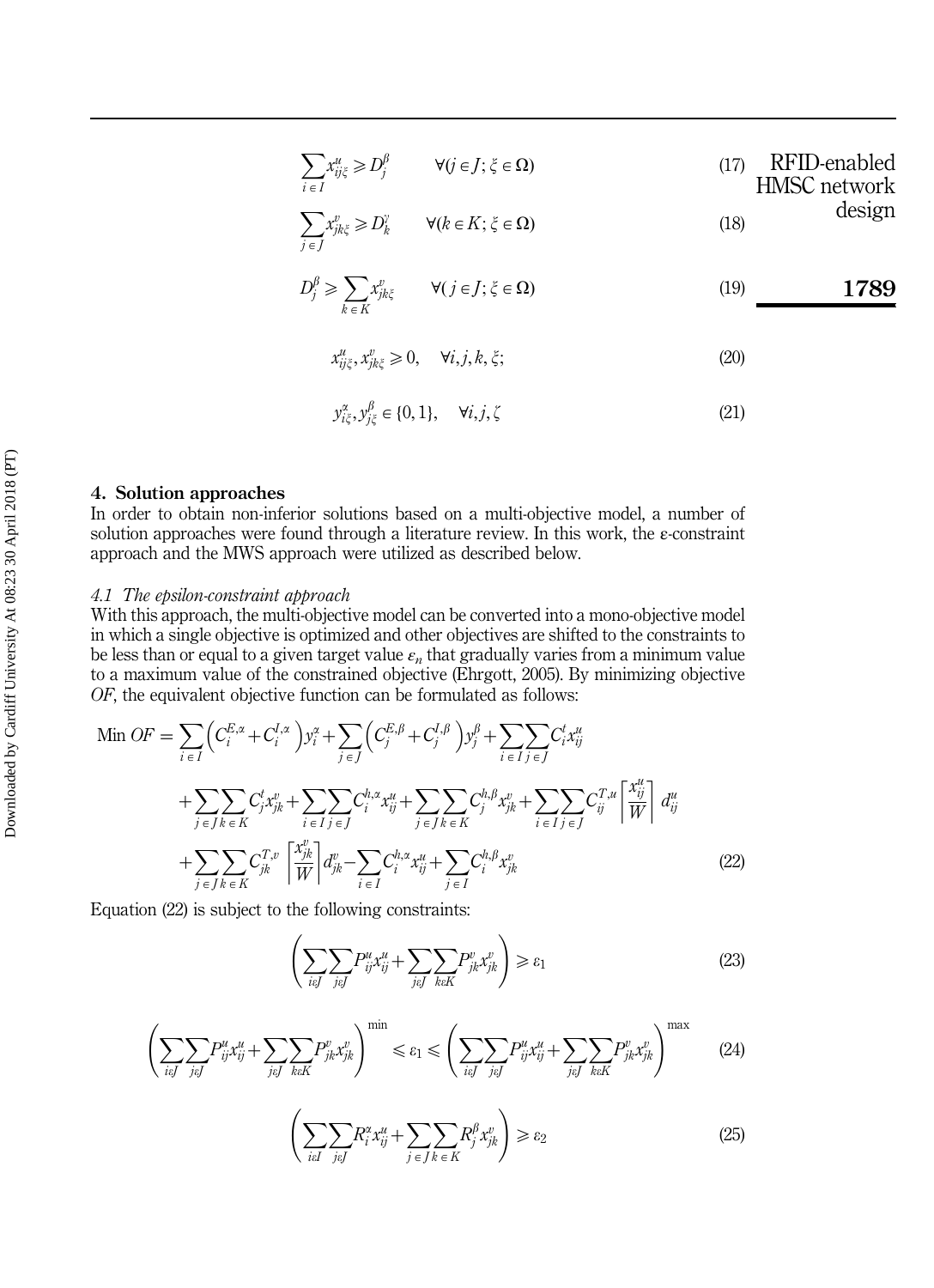$$\sum_{i \in I} x_{ij\xi}^{u} \geqslant D_{j}^{\beta} \qquad \forall (j \in J; \xi \in \Omega) \tag{17}$$

$$\sum_{j \in J} x_{jk\xi}^{v} \geqslant D_{k}^{\gamma} \qquad \forall (k \in K; \xi \in \Omega) \tag{18}$$

$$D_{j}^{\beta} \geqslant \sum_{k \in K} x_{jk\xi}^{v} \qquad \forall (j \in J; \xi \in \Omega) \tag{19}$$

$$x_{ij\xi}^{u}, x_{jk\xi}^{v} \geqslant 0, \quad \forall i, j, k, \xi; \tag{20}$$

$$y_{i\zeta}^{\alpha}, y_{j\xi}^{\beta} \in \{0, 1\}, \quad \forall i, j, \zeta \tag{21}$$

## 4. Solution approaches

In order to obtain non-inferior solutions based on a multi-objective model, a number of solution approaches were found through a literature review. In this work, the ε-constraint approach and the MWS approach were utilized as described below.

### *4.1 The epsilon-constraint approach*

With this approach, the multi-objective model can be converted into a mono-objective model in which a single objective is optimized and other objectives are shifted to the constraints to be less than or equal to a given target value $\varepsilon_n$ that gradually varies from a minimum value to a maximum value of the constrained objective (Ehrgott, 2005). By minimizing objective *OF*, the equivalent objective function can be formulated as follows:

$$\begin{aligned}
\text{Min } OF = & \sum_{i \in I} \left( C_{i}^{E,\alpha} + C_{i}^{I,\alpha} \right) y_{i}^{\alpha} + \sum_{j \in J} \left( C_{j}^{E,\beta} + C_{j}^{I,\beta} \right) y_{j}^{\beta} + \sum_{i \in I} \sum_{j \in J} C_{i}^{t} x_{ij}^{u} \\
& + \sum_{j \in J} \sum_{k \in K} C_{j}^{t} x_{jk}^{v} + \sum_{i \in I} \sum_{j \in J} C_{i}^{h,\alpha} x_{ij}^{u} + \sum_{j \in J} \sum_{k \in K} C_{j}^{h,\beta} x_{jk}^{v} + \sum_{i \in I} \sum_{j \in J} C_{ij}^{T,u} \left\lceil \frac{x_{ij}^{u}}{W} \right\rceil d_{ij}^{u} \\
& + \sum_{j \in J} \sum_{k \in K} C_{jk}^{T,v} \left\lceil \frac{x_{jk}^{v}}{W} \right\rceil d_{jk}^{v} - \sum_{i \in I} C_{i}^{h,\alpha} x_{ij}^{u} + \sum_{j \in I} C_{i}^{h,\beta} x_{jk}^{v}
\end{aligned} \tag{22}$$

Equation (22) is subject to the following constraints:

$$\left( \sum_{i \varepsilon J} \sum_{j \varepsilon J} P_{ij}^{u} x_{ij}^{u} + \sum_{j \varepsilon J} \sum_{k \varepsilon K} P_{jk}^{v} x_{jk}^{v} \right) \geqslant \varepsilon_1 \tag{23}$$

$$\left( \sum_{i \varepsilon J} \sum_{j \varepsilon J} P_{ij}^{u} x_{ij}^{u} + \sum_{j \varepsilon J} \sum_{k \varepsilon K} P_{jk}^{v} x_{jk}^{v} \right)^{\min} \leqslant \varepsilon_1 \leqslant \left( \sum_{i \varepsilon J} \sum_{j \varepsilon J} P_{ij}^{u} x_{ij}^{u} + \sum_{j \varepsilon J} \sum_{k \varepsilon K} P_{jk}^{v} x_{jk}^{v} \right)^{\max} \tag{24}$$

$$\left( \sum_{i \varepsilon I} \sum_{j \varepsilon J} R_{i}^{\alpha} x_{ij}^{u} + \sum_{j \in J} \sum_{k \in K} R_{j}^{\beta} x_{jk}^{v} \right) \geqslant \varepsilon_2 \tag{25}$$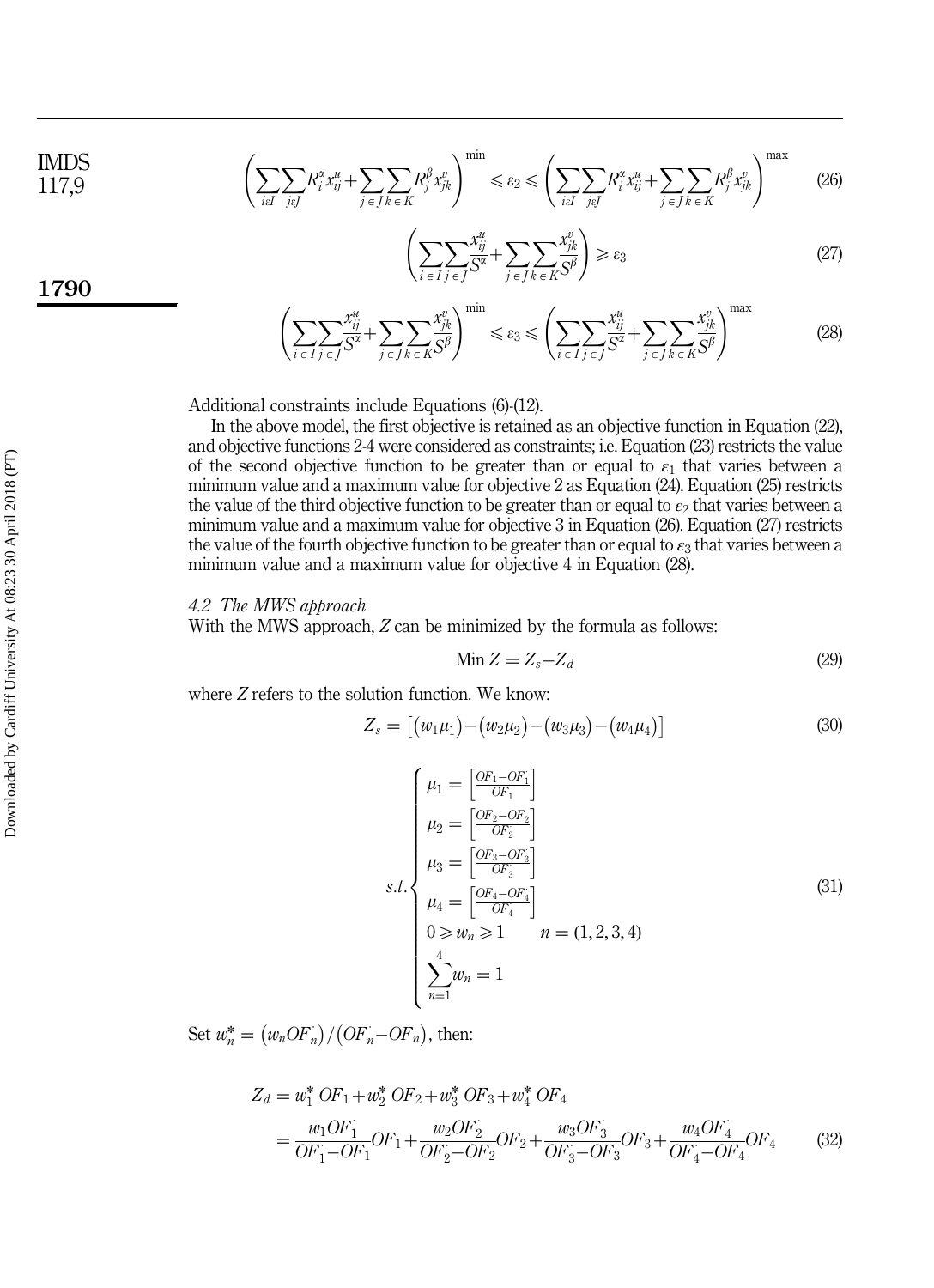$$\left(\sum_{i\in I}\sum_{j\in J}R_i^{\alpha}x_{ij}^{u}+\sum_{j\in J}\sum_{k\in K}R_j^{\beta}x_{jk}^{v}\right)^{\min}\leqslant\varepsilon_2\leqslant\left(\sum_{i\in I}\sum_{j\in J}R_i^{\alpha}x_{ij}^{u}+\sum_{j\in J}\sum_{k\in K}R_j^{\beta}x_{jk}^{v}\right)^{\max} \tag{26}$$

$$\left(\sum_{i\in I}\sum_{j\in J}\frac{x_{ij}^{u}}{S^{\alpha}}+\sum_{j\in J}\sum_{k\in K}\frac{x_{jk}^{v}}{S^{\beta}}\right)\geqslant\varepsilon_3 \tag{27}$$

$$\left(\sum_{i\in I}\sum_{j\in J}\frac{x_{ij}^{u}}{S^{\alpha}}+\sum_{j\in J}\sum_{k\in K}\frac{x_{jk}^{v}}{S^{\beta}}\right)^{\min}\leqslant\varepsilon_3\leqslant\left(\sum_{i\in I}\sum_{j\in J}\frac{x_{ij}^{u}}{S^{\alpha}}+\sum_{j\in J}\sum_{k\in K}\frac{x_{jk}^{v}}{S^{\beta}}\right)^{\max} \tag{28}$$

Additional constraints include Equations (6)-(12).

In the above model, the first objective is retained as an objective function in Equation (22), and objective functions 2-4 were considered as constraints; i.e. Equation (23) restricts the value of the second objective function to be greater than or equal to $\varepsilon_1$ that varies between a minimum value and a maximum value for objective 2 as Equation (24). Equation (25) restricts the value of the third objective function to be greater than or equal to $\varepsilon_2$ that varies between a minimum value and a maximum value for objective 3 in Equation (26). Equation (27) restricts the value of the fourth objective function to be greater than or equal to $\varepsilon_3$ that varies between a minimum value and a maximum value for objective 4 in Equation (28).

### *4.2 The MWS approach*

With the MWS approach, $Z$ can be minimized by the formula as follows:

$$\text{Min } Z = Z_s - Z_d \tag{29}$$

where $Z$ refers to the solution function. We know:

$$Z_s = \left[(w_1\mu_1)-(w_2\mu_2)-(w_3\mu_3)-(w_4\mu_4)\right] \tag{30}$$

$$s.t.\begin{cases}\mu_1=\left[\frac{OF_1-OF_1^{\cdot}}{OF_1^{\cdot}}\right]\\ \mu_2=\left[\frac{OF_2-OF_2^{\cdot}}{OF_2^{\cdot}}\right]\\ \mu_3=\left[\frac{OF_3-OF_3^{\cdot}}{OF_3^{\cdot}}\right]\\ \mu_4=\left[\frac{OF_4-OF_4^{\cdot}}{OF_4^{\cdot}}\right]\\ 0\geqslant w_n\geqslant 1 \qquad n=(1,2,3,4)\\ \sum_{n=1}^{4}w_n=1\end{cases} \tag{31}$$

Set $w_n^{*}=\left(w_nOF_n^{\cdot}\right)/\left(OF_n^{\cdot}-OF_n\right)$, then:

$$\begin{aligned}Z_d &= w_1^{*}\,OF_1+w_2^{*}\,OF_2+w_3^{*}\,OF_3+w_4^{*}\,OF_4\\ &=\frac{w_1OF_1^{\cdot}}{OF_1^{\cdot}-OF_1}OF_1+\frac{w_2OF_2^{\cdot}}{OF_2^{\cdot}-OF_2}OF_2+\frac{w_3OF_3^{\cdot}}{OF_3^{\cdot}-OF_3}OF_3+\frac{w_4OF_4^{\cdot}}{OF_4^{\cdot}-OF_4}OF_4\end{aligned} \tag{32}$$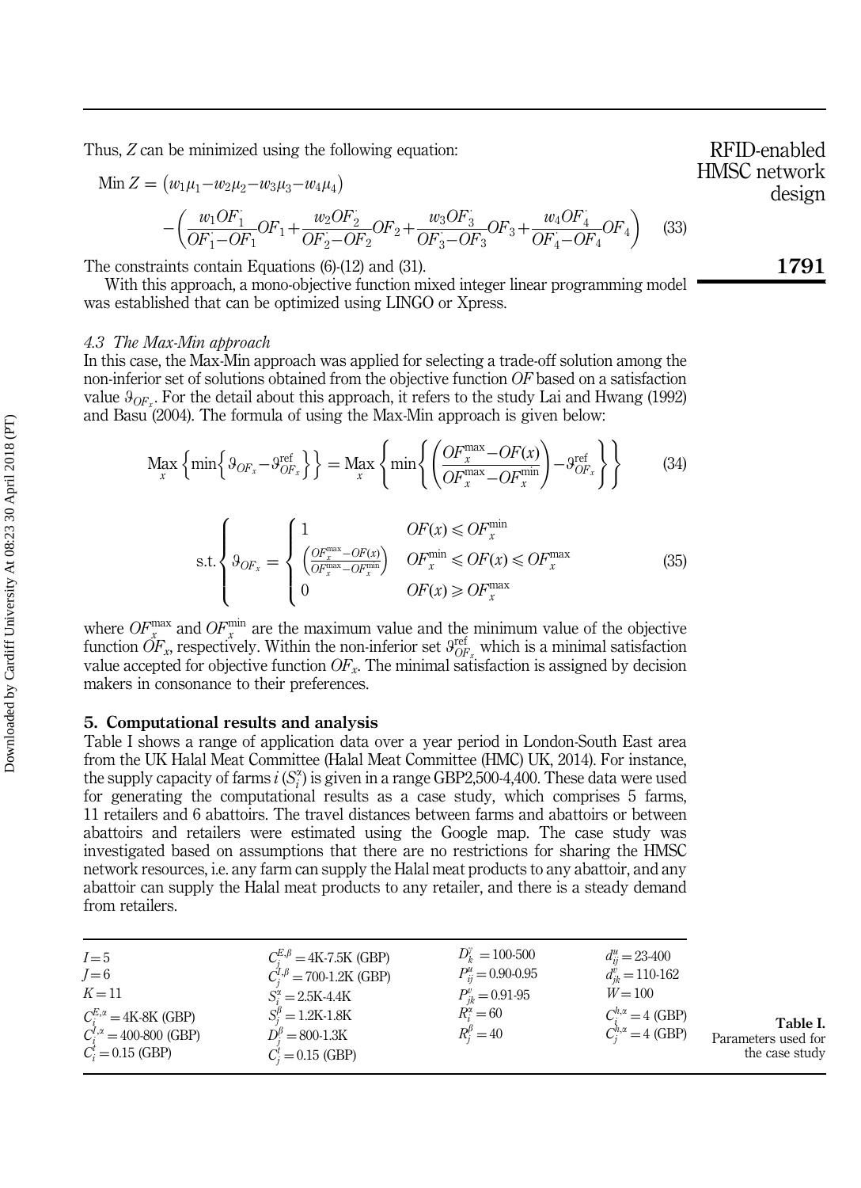Thus, $Z$ can be minimized using the following equation:

$$\text{Min } Z = (w_1\mu_1 - w_2\mu_2 - w_3\mu_3 - w_4\mu_4) - \left( \frac{w_1 OF_1^{\cdot}}{OF_1^{\cdot} - OF_1} OF_1 + \frac{w_2 OF_2^{\cdot}}{OF_2^{\cdot} - OF_2} OF_2 + \frac{w_3 OF_3^{\cdot}}{OF_3^{\cdot} - OF_3} OF_3 + \frac{w_4 OF_4^{\cdot}}{OF_4^{\cdot} - OF_4} OF_4 \right) \quad (33)$$

The constraints contain Equations (6)-(12) and (31).

With this approach, a mono-objective function mixed integer linear programming model was established that can be optimized using LINGO or Xpress.

### 4.3 The Max-Min approach

In this case, the Max-Min approach was applied for selecting a trade-off solution among the non-inferior set of solutions obtained from the objective function $OF$ based on a satisfaction value $\vartheta_{OF_x}$. For the detail about this approach, it refers to the study Lai and Hwang (1992) and Basu (2004). The formula of using the Max-Min approach is given below:

$$\underset{x}{\text{Max}} \left\{ \min \left\{ \vartheta_{OF_x} - \vartheta_{OF_x}^{\text{ref}} \right\} \right\} = \underset{x}{\text{Max}} \left\{ \min \left\{ \left( \frac{OF_x^{\max} - OF(x)}{OF_x^{\max} - OF_x^{\min}} \right) - \vartheta_{OF_x}^{\text{ref}} \right\} \right\} \quad (34)$$

$$\text{s.t.} \left\{ \vartheta_{OF_x} = \begin{cases} 1 & OF(x) \leqslant OF_x^{\min} \\ \left( \frac{OF_x^{\max} - OF(x)}{OF_x^{\max} - OF_x^{\min}} \right) & OF_x^{\min} \leqslant OF(x) \leqslant OF_x^{\max} \\ 0 & OF(x) \geqslant OF_x^{\max} \end{cases} \right. \quad (35)$$

where $OF_x^{\max}$ and $OF_x^{\min}$ are the maximum value and the minimum value of the objective function $OF_x$, respectively. Within the non-inferior set $\vartheta_{OF_x}^{\text{ref}}$ which is a minimal satisfaction value accepted for objective function $OF_x$. The minimal satisfaction is assigned by decision makers in consonance to their preferences.

## 5. Computational results and analysis

Table I shows a range of application data over a year period in London-South East area from the UK Halal Meat Committee (Halal Meat Committee (HMC) UK, 2014). For instance, the supply capacity of farms $i$ ($S_i^{\alpha}$) is given in a range GBP2,500-4,400. These data were used for generating the computational results as a case study, which comprises 5 farms, 11 retailers and 6 abattoirs. The travel distances between farms and abattoirs or between abattoirs and retailers were estimated using the Google map. The case study was investigated based on assumptions that there are no restrictions for sharing the HMSC network resources, i.e. any farm can supply the Halal meat products to any abattoir, and any abattoir can supply the Halal meat products to any retailer, and there is a steady demand from retailers.

| | | | |
|---|---|---|---|
| $I = 5$ | $C_j^{E,\beta} = 4\text{K-}7.5\text{K}$ (GBP) | $D_k^{\gamma} = 100\text{-}500$ | $d_{ij}^{u} = 23\text{-}400$ |
| $J = 6$ | $C_j^{I,\beta} = 700\text{-}1.2\text{K}$ (GBP) | $P_{ij}^{u} = 0.90\text{-}0.95$ | $d_{jk}^{v} = 110\text{-}162$ |
| $K = 11$ | $S_i^{\alpha} = 2.5\text{K-}4.4\text{K}$ | $P_{jk}^{v} = 0.91\text{-}95$ | $W = 100$ |
| $C_i^{E,\alpha} = 4\text{K-}8\text{K}$ (GBP) | $S_j^{\beta} = 1.2\text{K-}1.8\text{K}$ | $R_i^{\alpha} = 60$ | $C_i^{h,\alpha} = 4$ (GBP) |
| $C_i^{I,\alpha} = 400\text{-}800$ (GBP) | $D_j^{\beta} = 800\text{-}1.3\text{K}$ | $R_j^{\beta} = 40$ | $C_j^{h,\alpha} = 4$ (GBP) |
| $C_i^{t} = 0.15$ (GBP) | $C_j^{t} = 0.15$ (GBP) | | |

**Table I.** Parameters used for the case study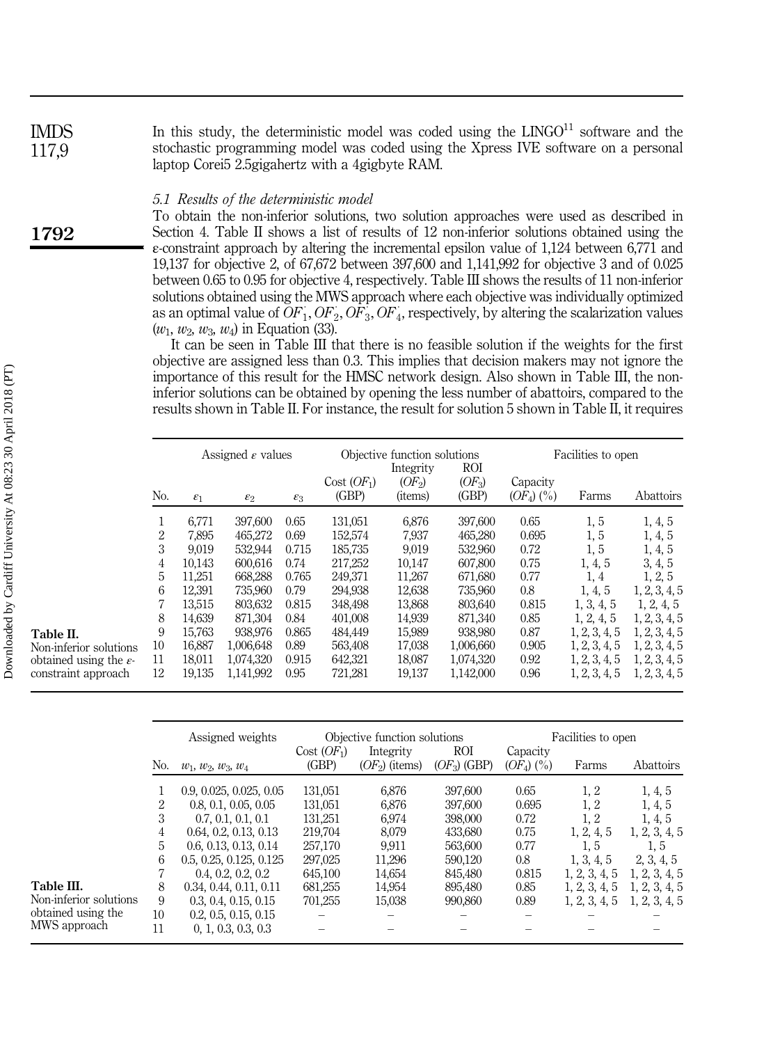In this study, the deterministic model was coded using the LINGO[11] software and the stochastic programming model was coded using the Xpress IVE software on a personal laptop Corei5 2.5gigahertz with a 4gigbyte RAM.

### 5.1 Results of the deterministic model

To obtain the non-inferior solutions, two solution approaches were used as described in Section 4. Table II shows a list of results of 12 non-inferior solutions obtained using the ε-constraint approach by altering the incremental epsilon value of 1,124 between 6,771 and 19,137 for objective 2, of 67,672 between 397,600 and 1,141,992 for objective 3 and of 0.025 between 0.65 to 0.95 for objective 4, respectively. Table III shows the results of 11 non-inferior solutions obtained using the MWS approach where each objective was individually optimized as an optimal value of $OF_1^{*}, OF_2^{*}, OF_3^{*}, OF_4^{*}$, respectively, by altering the scalarization values ($w_1, w_2, w_3, w_4$) in Equation (33).

It can be seen in Table III that there is no feasible solution if the weights for the first objective are assigned less than 0.3. This implies that decision makers may not ignore the importance of this result for the HMSC network design. Also shown in Table III, the non-inferior solutions can be obtained by opening the less number of abattoirs, compared to the results shown in Table II. For instance, the result for solution 5 shown in Table II, it requires

**Table II.** Non-inferior solutions obtained using the ε-constraint approach

| | Assigned ε values | | | Objective function solutions | | | | Facilities to open | |
|---|---|---|---|---|---|---|---|---|---|
| No. | $\varepsilon_1$ | $\varepsilon_2$ | $\varepsilon_3$ | Cost ($OF_1$) (GBP) | Integrity ($OF_2$) (items) | ROI ($OF_3$) (GBP) | Capacity ($OF_4$) (%) | Farms | Abattoirs |
| 1 | 6,771 | 397,600 | 0.65 | 131,051 | 6,876 | 397,600 | 0.65 | 1, 5 | 1, 4, 5 |
| 2 | 7,895 | 465,272 | 0.69 | 152,574 | 7,937 | 465,280 | 0.695 | 1, 5 | 1, 4, 5 |
| 3 | 9,019 | 532,944 | 0.715 | 185,735 | 9,019 | 532,960 | 0.72 | 1, 5 | 1, 4, 5 |
| 4 | 10,143 | 600,616 | 0.74 | 217,252 | 10,147 | 607,800 | 0.75 | 1, 4, 5 | 3, 4, 5 |
| 5 | 11,251 | 668,288 | 0.765 | 249,371 | 11,267 | 671,680 | 0.77 | 1, 4 | 1, 2, 5 |
| 6 | 12,391 | 735,960 | 0.79 | 294,938 | 12,638 | 735,960 | 0.8 | 1, 4, 5 | 1, 2, 3, 4, 5 |
| 7 | 13,515 | 803,632 | 0.815 | 348,498 | 13,868 | 803,640 | 0.815 | 1, 3, 4, 5 | 1, 2, 4, 5 |
| 8 | 14,639 | 871,304 | 0.84 | 401,008 | 14,939 | 871,340 | 0.85 | 1, 2, 4, 5 | 1, 2, 3, 4, 5 |
| 9 | 15,763 | 938,976 | 0.865 | 484,449 | 15,989 | 938,980 | 0.87 | 1, 2, 3, 4, 5 | 1, 2, 3, 4, 5 |
| 10 | 16,887 | 1,006,648 | 0.89 | 563,408 | 17,038 | 1,006,660 | 0.905 | 1, 2, 3, 4, 5 | 1, 2, 3, 4, 5 |
| 11 | 18,011 | 1,074,320 | 0.915 | 642,321 | 18,087 | 1,074,320 | 0.92 | 1, 2, 3, 4, 5 | 1, 2, 3, 4, 5 |
| 12 | 19,135 | 1,141,992 | 0.95 | 721,281 | 19,137 | 1,142,000 | 0.96 | 1, 2, 3, 4, 5 | 1, 2, 3, 4, 5 |

**Table III.** Non-inferior solutions obtained using the MWS approach

| | Assigned weights | Objective function solutions | | | | Facilities to open | |
|---|---|---|---|---|---|---|---|
| No. | $w_1, w_2, w_3, w_4$ | Cost ($OF_1$) (GBP) | Integrity ($OF_2$) (items) | ROI ($OF_3$) (GBP) | Capacity ($OF_4$) (%) | Farms | Abattoirs |
| 1 | 0.9, 0.025, 0.025, 0.05 | 131,051 | 6,876 | 397,600 | 0.65 | 1, 2 | 1, 4, 5 |
| 2 | 0.8, 0.1, 0.05, 0.05 | 131,051 | 6,876 | 397,600 | 0.695 | 1, 2 | 1, 4, 5 |
| 3 | 0.7, 0.1, 0.1, 0.1 | 131,251 | 6,974 | 398,000 | 0.72 | 1, 2 | 1, 4, 5 |
| 4 | 0.64, 0.2, 0.13, 0.13 | 219,704 | 8,079 | 433,680 | 0.75 | 1, 2, 4, 5 | 1, 2, 3, 4, 5 |
| 5 | 0.6, 0.13, 0.13, 0.14 | 257,170 | 9,911 | 563,600 | 0.77 | 1, 5 | 1, 5 |
| 6 | 0.5, 0.25, 0.125, 0.125 | 297,025 | 11,296 | 590,120 | 0.8 | 1, 3, 4, 5 | 2, 3, 4, 5 |
| 7 | 0.4, 0.2, 0.2, 0.2 | 645,100 | 14,654 | 845,480 | 0.815 | 1, 2, 3, 4, 5 | 1, 2, 3, 4, 5 |
| 8 | 0.34, 0.44, 0.11, 0.11 | 681,255 | 14,954 | 895,480 | 0.85 | 1, 2, 3, 4, 5 | 1, 2, 3, 4, 5 |
| 9 | 0.3, 0.4, 0.15, 0.15 | 701,255 | 15,038 | 990,860 | 0.89 | 1, 2, 3, 4, 5 | 1, 2, 3, 4, 5 |
| 10 | 0.2, 0.5, 0.15, 0.15 | – | – | – | – | – | – |
| 11 | 0, 1, 0.3, 0.3 | – | – | – | – | – | – |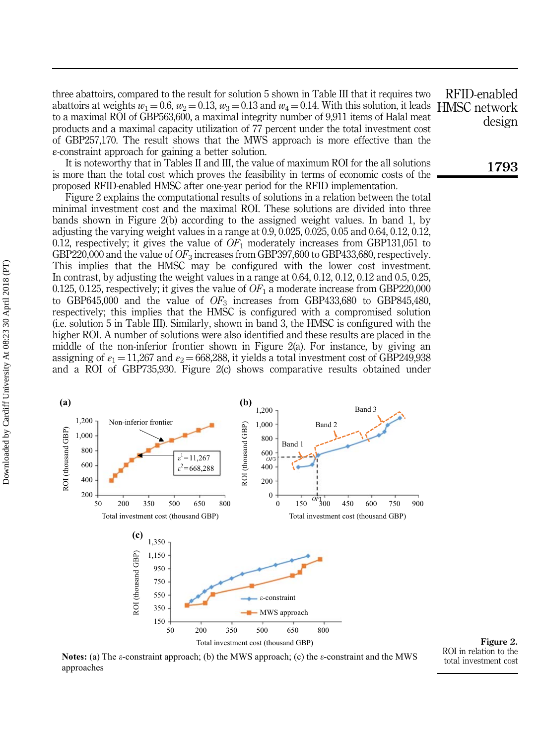three abattoirs, compared to the result for solution 5 shown in Table III that it requires two abattoirs at weights $w_1 = 0.6$, $w_2 = 0.13$, $w_3 = 0.13$ and $w_4 = 0.14$. With this solution, it leads to a maximal ROI of GBP563,600, a maximal integrity number of 9,911 items of Halal meat products and a maximal capacity utilization of 77 percent under the total investment cost of GBP257,170. The result shows that the MWS approach is more effective than the ε-constraint approach for gaining a better solution.

It is noteworthy that in Tables II and III, the value of maximum ROI for the all solutions is more than the total cost which proves the feasibility in terms of economic costs of the proposed RFID-enabled HMSC after one-year period for the RFID implementation.

Figure 2 explains the computational results of solutions in a relation between the total minimal investment cost and the maximal ROI. These solutions are divided into three bands shown in Figure 2(b) according to the assigned weight values. In band 1, by adjusting the varying weight values in a range at 0.9, 0.025, 0.025, 0.05 and 0.64, 0.12, 0.12, 0.12, respectively; it gives the value of $OF_1$ moderately increases from GBP131,051 to GBP220,000 and the value of $OF_3$ increases from GBP397,600 to GBP433,680, respectively. This implies that the HMSC may be configured with the lower cost investment. In contrast, by adjusting the weight values in a range at 0.64, 0.12, 0.12, 0.12 and 0.5, 0.25, 0.125, 0.125, respectively; it gives the value of $OF_1$ a moderate increase from GBP220,000 to GBP645,000 and the value of $OF_3$ increases from GBP433,680 to GBP845,480, respectively; this implies that the HMSC is configured with a compromised solution (i.e. solution 5 in Table III). Similarly, shown in band 3, the HMSC is configured with the higher ROI. A number of solutions were also identified and these results are placed in the middle of the non-inferior frontier shown in Figure 2(a). For instance, by giving an assigning of $\varepsilon_1 = 11{,}267$ and $\varepsilon_2 = 668{,}288$, it yields a total investment cost of GBP249,938 and a ROI of GBP735,930. Figure 2(c) shows comparative results obtained under

**Notes:** (a) The ε-constraint approach; (b) the MWS approach; (c) the ε-constraint and the MWS approaches

**Figure 2.** ROI in relation to the total investment cost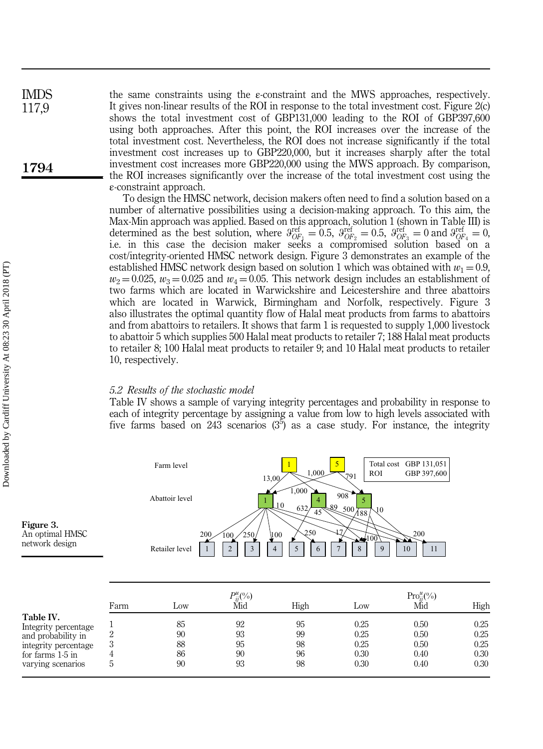the same constraints using the ε-constraint and the MWS approaches, respectively. It gives non-linear results of the ROI in response to the total investment cost. Figure 2(c) shows the total investment cost of GBP131,000 leading to the ROI of GBP397,600 using both approaches. After this point, the ROI increases over the increase of the total investment cost. Nevertheless, the ROI does not increase significantly if the total investment cost increases up to GBP220,000, but it increases sharply after the total investment cost increases more GBP220,000 using the MWS approach. By comparison, the ROI increases significantly over the increase of the total investment cost using the ε-constraint approach.

To design the HMSC network, decision makers often need to find a solution based on a number of alternative possibilities using a decision-making approach. To this aim, the Max-Min approach was applied. Based on this approach, solution 1 (shown in Table III) is determined as the best solution, where $\vartheta_{OF_1}^{\text{ref}} = 0.5$, $\vartheta_{OF_2}^{\text{ref}} = 0.5$, $\vartheta_{OF_3}^{\text{ref}} = 0$ and $\vartheta_{OF_4}^{\text{ref}} = 0$, i.e. in this case the decision maker seeks a compromised solution based on a cost/integrity-oriented HMSC network design. Figure 3 demonstrates an example of the established HMSC network design based on solution 1 which was obtained with $w_1 = 0.9$, $w_2 = 0.025$, $w_3 = 0.025$ and $w_4 = 0.05$. This network design includes an establishment of two farms which are located in Warwickshire and Leicestershire and three abattoirs which are located in Warwick, Birmingham and Norfolk, respectively. Figure 3 also illustrates the optimal quantity flow of Halal meat products from farms to abattoirs and from abattoirs to retailers. It shows that farm 1 is requested to supply 1,000 livestock to abattoir 5 which supplies 500 Halal meat products to retailer 7; 188 Halal meat products to retailer 8; 100 Halal meat products to retailer 9; and 10 Halal meat products to retailer 10, respectively.

### 5.2 Results of the stochastic model

Table IV shows a sample of varying integrity percentages and probability in response to each of integrity percentage by assigning a value from low to high levels associated with five farms based on 243 scenarios ($3^5$) as a case study. For instance, the integrity

Farm level; Abattoir level; Retailer level. Total cost GBP 131,051; ROI GBP 397,600

**Figure 3.** An optimal HMSC network design

**Table IV.** Integrity percentage and probability in integrity percentage for farms 1-5 in varying scenarios

| Farm | $P_{ij}^{u}$(%) Low | Mid | High | $\text{Pro}_{ij}^{u}$(%) Low | Mid | High |
|---|---|---|---|---|---|---|
| 1 | 85 | 92 | 95 | 0.25 | 0.50 | 0.25 |
| 2 | 90 | 93 | 99 | 0.25 | 0.50 | 0.25 |
| 3 | 88 | 95 | 98 | 0.25 | 0.50 | 0.25 |
| 4 | 86 | 90 | 96 | 0.30 | 0.40 | 0.30 |
| 5 | 90 | 93 | 98 | 0.30 | 0.40 | 0.30 |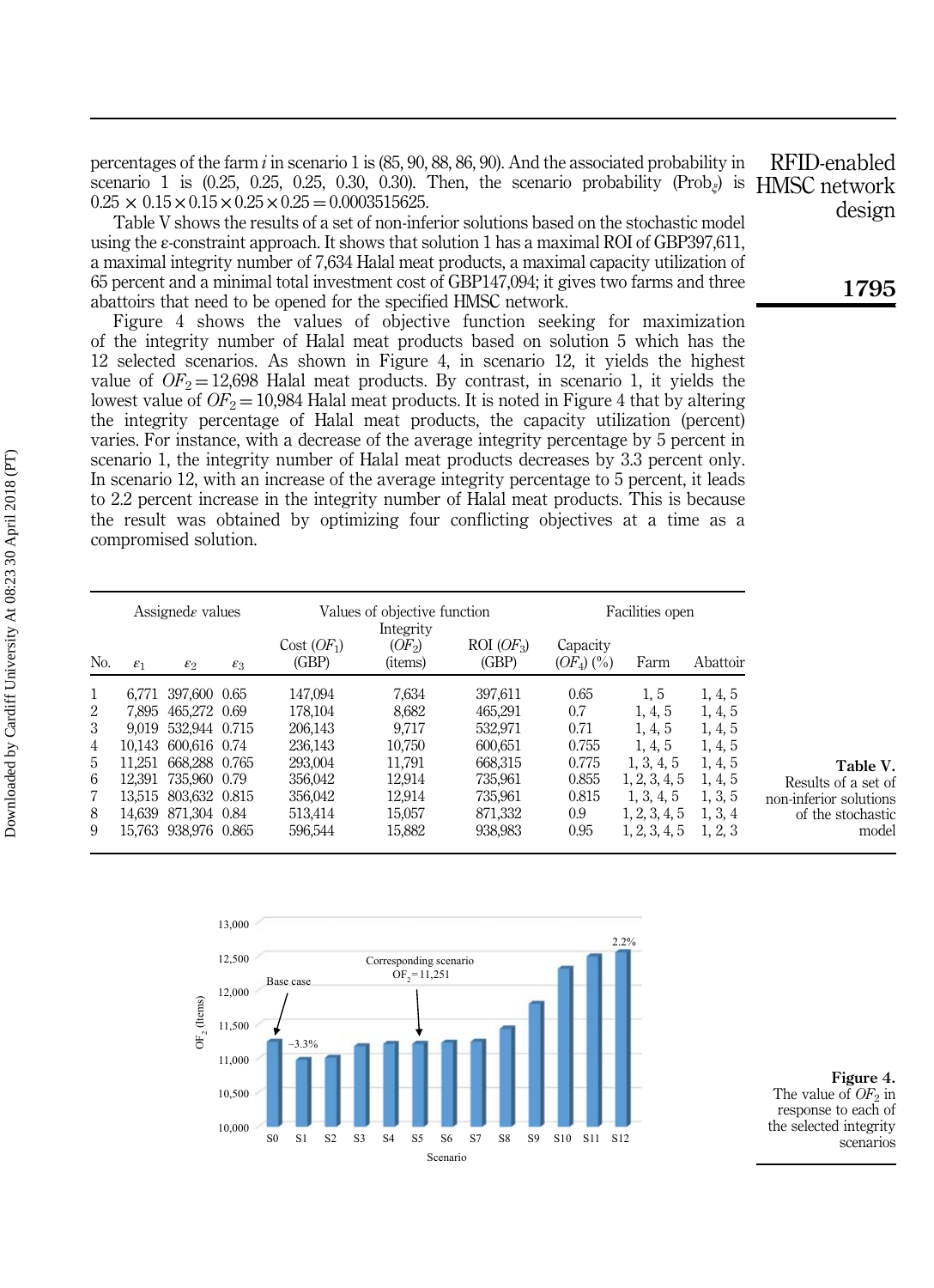percentages of the farm $i$ in scenario 1 is (85, 90, 88, 86, 90). And the associated probability in scenario 1 is (0.25, 0.25, 0.25, 0.30, 0.30). Then, the scenario probability ($\text{Prob}_\xi$) is $0.25 \times 0.15 \times 0.15 \times 0.25 \times 0.25 = 0.0003515625$.

Table V shows the results of a set of non-inferior solutions based on the stochastic model using the ε-constraint approach. It shows that solution 1 has a maximal ROI of GBP397,611, a maximal integrity number of 7,634 Halal meat products, a maximal capacity utilization of 65 percent and a minimal total investment cost of GBP147,094; it gives two farms and three abattoirs that need to be opened for the specified HMSC network.

Figure 4 shows the values of objective function seeking for maximization of the integrity number of Halal meat products based on solution 5 which has the 12 selected scenarios. As shown in Figure 4, in scenario 12, it yields the highest value of $OF_2 = 12{,}698$ Halal meat products. By contrast, in scenario 1, it yields the lowest value of $OF_2 = 10{,}984$ Halal meat products. It is noted in Figure 4 that by altering the integrity percentage of Halal meat products, the capacity utilization (percent) varies. For instance, with a decrease of the average integrity percentage by 5 percent in scenario 1, the integrity number of Halal meat products decreases by 3.3 percent only. In scenario 12, with an increase of the average integrity percentage to 5 percent, it leads to 2.2 percent increase in the integrity number of Halal meat products. This is because the result was obtained by optimizing four conflicting objectives at a time as a compromised solution.

| | Assigned ε values | | | Values of objective function | | | | Facilities open | |
|---|---|---|---|---|---|---|---|---|---|
| No. | $\varepsilon_1$ | $\varepsilon_2$ | $\varepsilon_3$ | Cost ($OF_1$) (GBP) | Integrity ($OF_2$) (items) | ROI ($OF_3$) (GBP) | Capacity ($OF_4$) (%) | Farm | Abattoir |
| 1 | 6,771 | 397,600 | 0.65 | 147,094 | 7,634 | 397,611 | 0.65 | 1, 5 | 1, 4, 5 |
| 2 | 7,895 | 465,272 | 0.69 | 178,104 | 8,682 | 465,291 | 0.7 | 1, 4, 5 | 1, 4, 5 |
| 3 | 9,019 | 532,944 | 0.715 | 206,143 | 9,717 | 532,971 | 0.71 | 1, 4, 5 | 1, 4, 5 |
| 4 | 10,143 | 600,616 | 0.74 | 236,143 | 10,750 | 600,651 | 0.755 | 1, 4, 5 | 1, 4, 5 |
| 5 | 11,251 | 668,288 | 0.765 | 293,004 | 11,791 | 668,315 | 0.775 | 1, 3, 4, 5 | 1, 4, 5 |
| 6 | 12,391 | 735,960 | 0.79 | 356,042 | 12,914 | 735,961 | 0.855 | 1, 2, 3, 4, 5 | 1, 4, 5 |
| 7 | 13,515 | 803,632 | 0.815 | 356,042 | 12,914 | 735,961 | 0.815 | 1, 3, 4, 5 | 1, 3, 5 |
| 8 | 14,639 | 871,304 | 0.84 | 513,414 | 15,057 | 871,332 | 0.9 | 1, 2, 3, 4, 5 | 1, 3, 4 |
| 9 | 15,763 | 938,976 | 0.865 | 596,544 | 15,882 | 938,983 | 0.95 | 1, 2, 3, 4, 5 | 1, 2, 3 |

**Table V.** Results of a set of non-inferior solutions of the stochastic model

**Figure 4.** The value of $OF_2$ in response to each of the selected integrity scenarios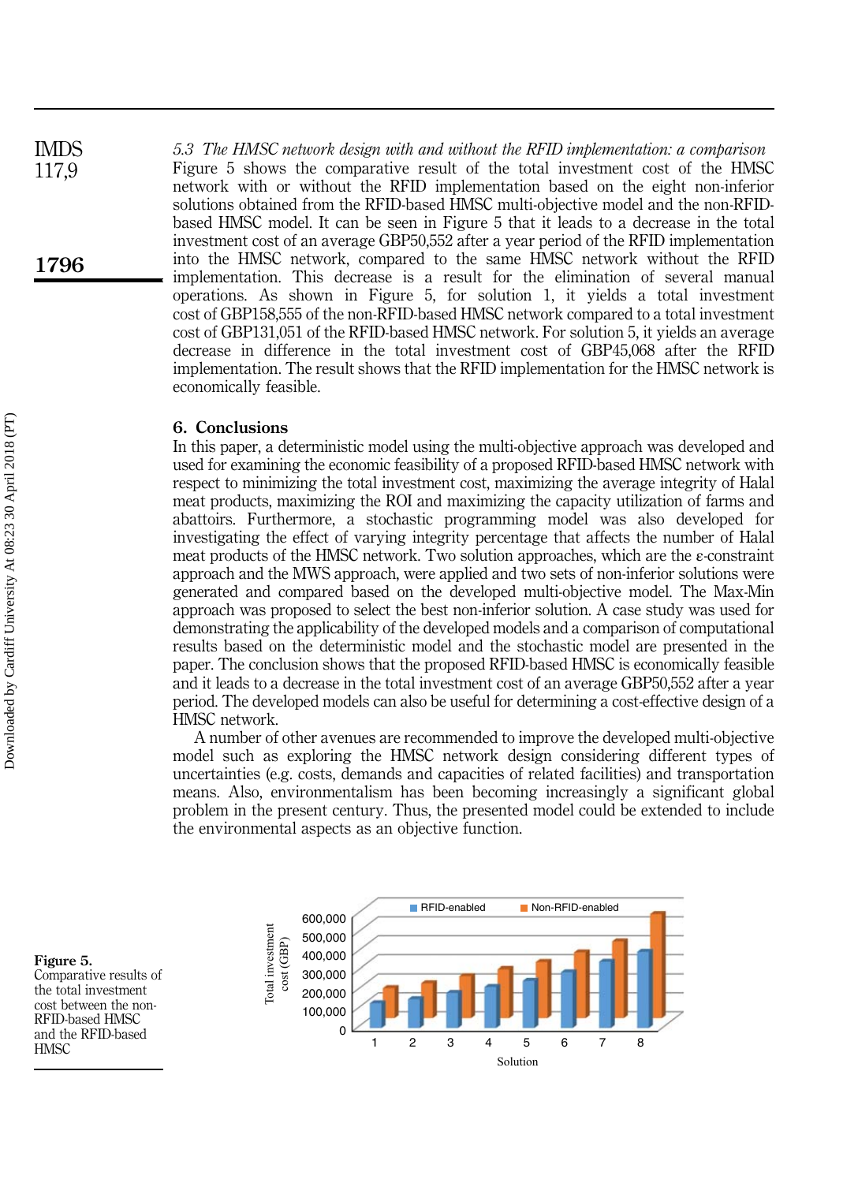*5.3 The HMSC network design with and without the RFID implementation: a comparison*

Figure 5 shows the comparative result of the total investment cost of the HMSC network with or without the RFID implementation based on the eight non-inferior solutions obtained from the RFID-based HMSC multi-objective model and the non-RFID-based HMSC model. It can be seen in Figure 5 that it leads to a decrease in the total investment cost of an average GBP50,552 after a year period of the RFID implementation into the HMSC network, compared to the same HMSC network without the RFID implementation. This decrease is a result for the elimination of several manual operations. As shown in Figure 5, for solution 1, it yields a total investment cost of GBP158,555 of the non-RFID-based HMSC network compared to a total investment cost of GBP131,051 of the RFID-based HMSC network. For solution 5, it yields an average decrease in difference in the total investment cost of GBP45,068 after the RFID implementation. The result shows that the RFID implementation for the HMSC network is economically feasible.

## 6. Conclusions

In this paper, a deterministic model using the multi-objective approach was developed and used for examining the economic feasibility of a proposed RFID-based HMSC network with respect to minimizing the total investment cost, maximizing the average integrity of Halal meat products, maximizing the ROI and maximizing the capacity utilization of farms and abattoirs. Furthermore, a stochastic programming model was also developed for investigating the effect of varying integrity percentage that affects the number of Halal meat products of the HMSC network. Two solution approaches, which are the ε-constraint approach and the MWS approach, were applied and two sets of non-inferior solutions were generated and compared based on the developed multi-objective model. The Max-Min approach was proposed to select the best non-inferior solution. A case study was used for demonstrating the applicability of the developed models and a comparison of computational results based on the deterministic model and the stochastic model are presented in the paper. The conclusion shows that the proposed RFID-based HMSC is economically feasible and it leads to a decrease in the total investment cost of an average GBP50,552 after a year period. The developed models can also be useful for determining a cost-effective design of a HMSC network.

A number of other avenues are recommended to improve the developed multi-objective model such as exploring the HMSC network design considering different types of uncertainties (e.g. costs, demands and capacities of related facilities) and transportation means. Also, environmentalism has been becoming increasingly a significant global problem in the present century. Thus, the presented model could be extended to include the environmental aspects as an objective function.

**Figure 5.** Comparative results of the total investment cost between the non-RFID-based HMSC and the RFID-based HMSC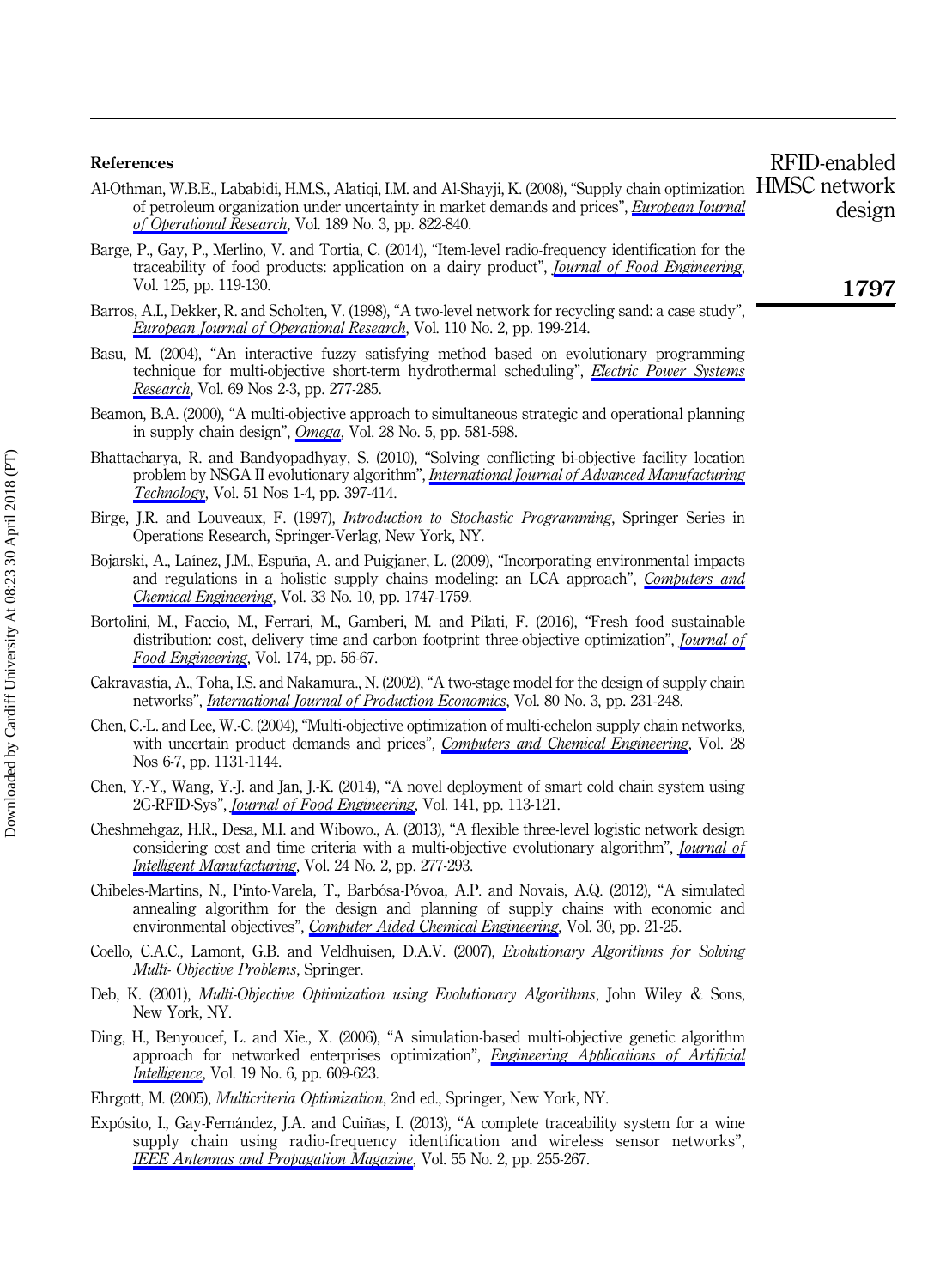## References

Al-Othman, W.B.E., Lababidi, H.M.S., Alatiqi, I.M. and Al-Shayji, K. (2008), "Supply chain optimization of petroleum organization under uncertainty in market demands and prices", *European Journal of Operational Research*, Vol. 189 No. 3, pp. 822-840.

Barge, P., Gay, P., Merlino, V. and Tortia, C. (2014), "Item-level radio-frequency identification for the traceability of food products: application on a dairy product", *Journal of Food Engineering*, Vol. 125, pp. 119-130.

Barros, A.I., Dekker, R. and Scholten, V. (1998), "A two-level network for recycling sand: a case study", *European Journal of Operational Research*, Vol. 110 No. 2, pp. 199-214.

Basu, M. (2004), "An interactive fuzzy satisfying method based on evolutionary programming technique for multi-objective short-term hydrothermal scheduling", *Electric Power Systems Research*, Vol. 69 Nos 2-3, pp. 277-285.

Beamon, B.A. (2000), "A multi-objective approach to simultaneous strategic and operational planning in supply chain design", *Omega*, Vol. 28 No. 5, pp. 581-598.

Bhattacharya, R. and Bandyopadhyay, S. (2010), "Solving conflicting bi-objective facility location problem by NSGA II evolutionary algorithm", *International Journal of Advanced Manufacturing Technology*, Vol. 51 Nos 1-4, pp. 397-414.

Birge, J.R. and Louveaux, F. (1997), *Introduction to Stochastic Programming*, Springer Series in Operations Research, Springer-Verlag, New York, NY.

Bojarski, A., Laínez, J.M., Espuña, A. and Puigjaner, L. (2009), "Incorporating environmental impacts and regulations in a holistic supply chains modeling: an LCA approach", *Computers and Chemical Engineering*, Vol. 33 No. 10, pp. 1747-1759.

Bortolini, M., Faccio, M., Ferrari, M., Gamberi, M. and Pilati, F. (2016), "Fresh food sustainable distribution: cost, delivery time and carbon footprint three-objective optimization", *Journal of Food Engineering*, Vol. 174, pp. 56-67.

Cakravastia, A., Toha, I.S. and Nakamura., N. (2002), "A two-stage model for the design of supply chain networks", *International Journal of Production Economics*, Vol. 80 No. 3, pp. 231-248.

Chen, C.-L. and Lee, W.-C. (2004), "Multi-objective optimization of multi-echelon supply chain networks, with uncertain product demands and prices", *Computers and Chemical Engineering*, Vol. 28 Nos 6-7, pp. 1131-1144.

Chen, Y.-Y., Wang, Y.-J. and Jan, J.-K. (2014), "A novel deployment of smart cold chain system using 2G-RFID-Sys", *Journal of Food Engineering*, Vol. 141, pp. 113-121.

Cheshmehgaz, H.R., Desa, M.I. and Wibowo., A. (2013), "A flexible three-level logistic network design considering cost and time criteria with a multi-objective evolutionary algorithm", *Journal of Intelligent Manufacturing*, Vol. 24 No. 2, pp. 277-293.

Chibeles-Martins, N., Pinto-Varela, T., Barbósa-Póvoa, A.P. and Novais, A.Q. (2012), "A simulated annealing algorithm for the design and planning of supply chains with economic and environmental objectives", *Computer Aided Chemical Engineering*, Vol. 30, pp. 21-25.

Coello, C.A.C., Lamont, G.B. and Veldhuisen, D.A.V. (2007), *Evolutionary Algorithms for Solving Multi- Objective Problems*, Springer.

Deb, K. (2001), *Multi-Objective Optimization using Evolutionary Algorithms*, John Wiley & Sons, New York, NY.

Ding, H., Benyoucef, L. and Xie., X. (2006), "A simulation-based multi-objective genetic algorithm approach for networked enterprises optimization", *Engineering Applications of Artificial Intelligence*, Vol. 19 No. 6, pp. 609-623.

Ehrgott, M. (2005), *Multicriteria Optimization*, 2nd ed., Springer, New York, NY.

Expósito, I., Gay-Fernández, J.A. and Cuiñas, I. (2013), "A complete traceability system for a wine supply chain using radio-frequency identification and wireless sensor networks", *IEEE Antennas and Propagation Magazine*, Vol. 55 No. 2, pp. 255-267.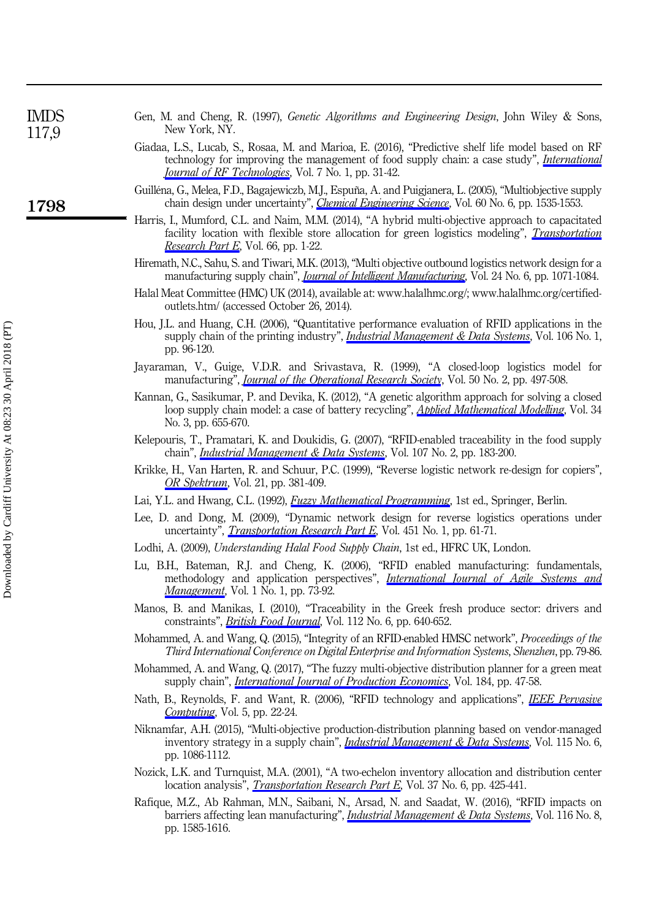Gen, M. and Cheng, R. (1997), *Genetic Algorithms and Engineering Design*, John Wiley & Sons, New York, NY.

Giadaa, L.S., Lucab, S., Rosaa, M. and Marioa, E. (2016), "Predictive shelf life model based on RF technology for improving the management of food supply chain: a case study", *International Journal of RF Technologies*, Vol. 7 No. 1, pp. 31-42.

Guilléna, G., Melea, F.D., Bagajewiczb, M.J., Espuña, A. and Puigjanera, L. (2005), "Multiobjective supply chain design under uncertainty", *Chemical Engineering Science*, Vol. 60 No. 6, pp. 1535-1553.

Harris, I., Mumford, C.L. and Naim, M.M. (2014), "A hybrid multi-objective approach to capacitated facility location with flexible store allocation for green logistics modeling", *Transportation Research Part E*, Vol. 66, pp. 1-22.

Hiremath, N.C., Sahu, S. and Tiwari, M.K. (2013), "Multi objective outbound logistics network design for a manufacturing supply chain", *Journal of Intelligent Manufacturing*, Vol. 24 No. 6, pp. 1071-1084.

Halal Meat Committee (HMC) UK (2014), available at: www.halalhmc.org/; www.halalhmc.org/certified-outlets.htm/ (accessed October 26, 2014).

Hou, J.L. and Huang, C.H. (2006), "Quantitative performance evaluation of RFID applications in the supply chain of the printing industry", *Industrial Management & Data Systems*, Vol. 106 No. 1, pp. 96-120.

Jayaraman, V., Guige, V.D.R. and Srivastava, R. (1999), "A closed-loop logistics model for manufacturing", *Journal of the Operational Research Society*, Vol. 50 No. 2, pp. 497-508.

Kannan, G., Sasikumar, P. and Devika, K. (2012), "A genetic algorithm approach for solving a closed loop supply chain model: a case of battery recycling", *Applied Mathematical Modelling*, Vol. 34 No. 3, pp. 655-670.

Kelepouris, T., Pramatari, K. and Doukidis, G. (2007), "RFID-enabled traceability in the food supply chain", *Industrial Management & Data Systems*, Vol. 107 No. 2, pp. 183-200.

Krikke, H., Van Harten, R. and Schuur, P.C. (1999), "Reverse logistic network re-design for copiers", *OR Spektrum*, Vol. 21, pp. 381-409.

Lai, Y.L. and Hwang, C.L. (1992), *Fuzzy Mathematical Programming*, 1st ed., Springer, Berlin.

Lee, D. and Dong, M. (2009), "Dynamic network design for reverse logistics operations under uncertainty", *Transportation Research Part E*, Vol. 451 No. 1, pp. 61-71.

Lodhi, A. (2009), *Understanding Halal Food Supply Chain*, 1st ed., HFRC UK, London.

Lu, B.H., Bateman, R.J. and Cheng, K. (2006), "RFID enabled manufacturing: fundamentals, methodology and application perspectives", *International Journal of Agile Systems and Management*, Vol. 1 No. 1, pp. 73-92.

Manos, B. and Manikas, I. (2010), "Traceability in the Greek fresh produce sector: drivers and constraints", *British Food Journal*, Vol. 112 No. 6, pp. 640-652.

Mohammed, A. and Wang, Q. (2015), "Integrity of an RFID-enabled HMSC network", *Proceedings of the Third International Conference on Digital Enterprise and Information Systems, Shenzhen*, pp. 79-86.

Mohammed, A. and Wang, Q. (2017), "The fuzzy multi-objective distribution planner for a green meat supply chain", *International Journal of Production Economics*, Vol. 184, pp. 47-58.

Nath, B., Reynolds, F. and Want, R. (2006), "RFID technology and applications", *IEEE Pervasive Computing*, Vol. 5, pp. 22-24.

Niknamfar, A.H. (2015), "Multi-objective production-distribution planning based on vendor-managed inventory strategy in a supply chain", *Industrial Management & Data Systems*, Vol. 115 No. 6, pp. 1086-1112.

Nozick, L.K. and Turnquist, M.A. (2001), "A two-echelon inventory allocation and distribution center location analysis", *Transportation Research Part E*, Vol. 37 No. 6, pp. 425-441.

Rafique, M.Z., Ab Rahman, M.N., Saibani, N., Arsad, N. and Saadat, W. (2016), "RFID impacts on barriers affecting lean manufacturing", *Industrial Management & Data Systems*, Vol. 116 No. 8, pp. 1585-1616.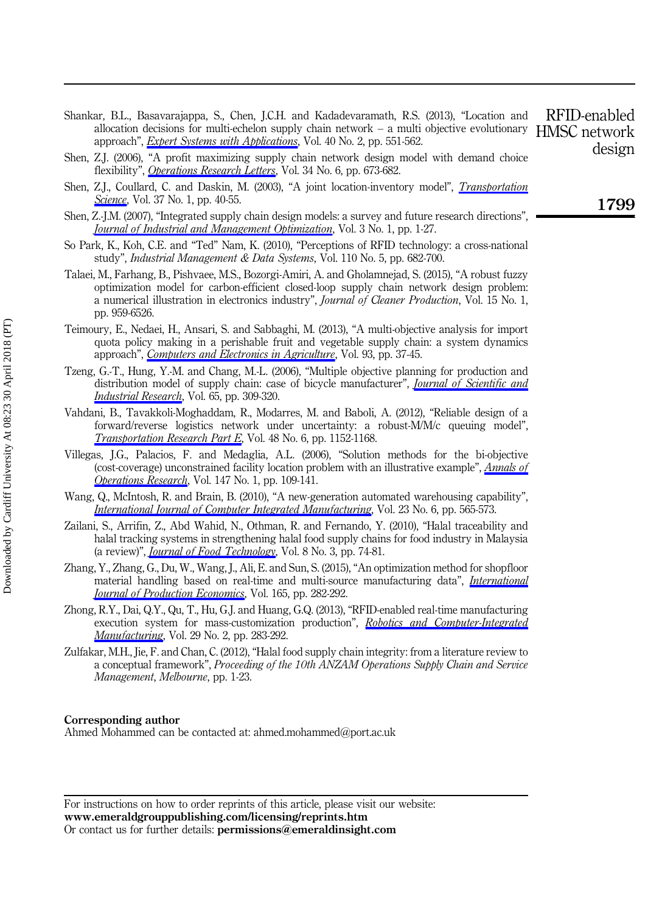Shankar, B.L., Basavarajappa, S., Chen, J.C.H. and Kadadevaramath, R.S. (2013), "Location and allocation decisions for multi-echelon supply chain network – a multi objective evolutionary approach", *Expert Systems with Applications*, Vol. 40 No. 2, pp. 551-562.

Shen, Z.J. (2006), "A profit maximizing supply chain network design model with demand choice flexibility", *Operations Research Letters*, Vol. 34 No. 6, pp. 673-682.

Shen, Z.J., Coullard, C. and Daskin, M. (2003), "A joint location-inventory model", *Transportation Science*, Vol. 37 No. 1, pp. 40-55.

Shen, Z.-J.M. (2007), "Integrated supply chain design models: a survey and future research directions", *Journal of Industrial and Management Optimization*, Vol. 3 No. 1, pp. 1-27.

So Park, K., Koh, C.E. and "Ted" Nam, K. (2010), "Perceptions of RFID technology: a cross-national study", *Industrial Management & Data Systems*, Vol. 110 No. 5, pp. 682-700.

Talaei, M., Farhang, B., Pishvaee, M.S., Bozorgi-Amiri, A. and Gholamnejad, S. (2015), "A robust fuzzy optimization model for carbon-efficient closed-loop supply chain network design problem: a numerical illustration in electronics industry", *Journal of Cleaner Production*, Vol. 15 No. 1, pp. 959-6526.

Teimoury, E., Nedaei, H., Ansari, S. and Sabbaghi, M. (2013), "A multi-objective analysis for import quota policy making in a perishable fruit and vegetable supply chain: a system dynamics approach", *Computers and Electronics in Agriculture*, Vol. 93, pp. 37-45.

Tzeng, G.-T., Hung, Y.-M. and Chang, M.-L. (2006), "Multiple objective planning for production and distribution model of supply chain: case of bicycle manufacturer", *Journal of Scientific and Industrial Research*, Vol. 65, pp. 309-320.

Vahdani, B., Tavakkoli-Moghaddam, R., Modarres, M. and Baboli, A. (2012), "Reliable design of a forward/reverse logistics network under uncertainty: a robust-M/M/c queuing model", *Transportation Research Part E*, Vol. 48 No. 6, pp. 1152-1168.

Villegas, J.G., Palacios, F. and Medaglia, A.L. (2006), "Solution methods for the bi-objective (cost-coverage) unconstrained facility location problem with an illustrative example", *Annals of Operations Research*, Vol. 147 No. 1, pp. 109-141.

Wang, Q., McIntosh, R. and Brain, B. (2010), "A new-generation automated warehousing capability", *International Journal of Computer Integrated Manufacturing*, Vol. 23 No. 6, pp. 565-573.

Zailani, S., Arrifin, Z., Abd Wahid, N., Othman, R. and Fernando, Y. (2010), "Halal traceability and halal tracking systems in strengthening halal food supply chains for food industry in Malaysia (a review)", *Journal of Food Technology*, Vol. 8 No. 3, pp. 74-81.

Zhang, Y., Zhang, G., Du, W., Wang, J., Ali, E. and Sun, S. (2015), "An optimization method for shopfloor material handling based on real-time and multi-source manufacturing data", *International Journal of Production Economics*, Vol. 165, pp. 282-292.

Zhong, R.Y., Dai, Q.Y., Qu, T., Hu, G.J. and Huang, G.Q. (2013), "RFID-enabled real-time manufacturing execution system for mass-customization production", *Robotics and Computer-Integrated Manufacturing*, Vol. 29 No. 2, pp. 283-292.

Zulfakar, M.H., Jie, F. and Chan, C. (2012), "Halal food supply chain integrity: from a literature review to a conceptual framework", *Proceeding of the 10th ANZAM Operations Supply Chain and Service Management, Melbourne*, pp. 1-23.

**Corresponding author**

Ahmed Mohammed can be contacted at: ahmed.mohammed@port.ac.uk

For instructions on how to order reprints of this article, please visit our website:
**www.emeraldgrouppublishing.com/licensing/reprints.htm**
Or contact us for further details: **permissions@emeraldinsight.com**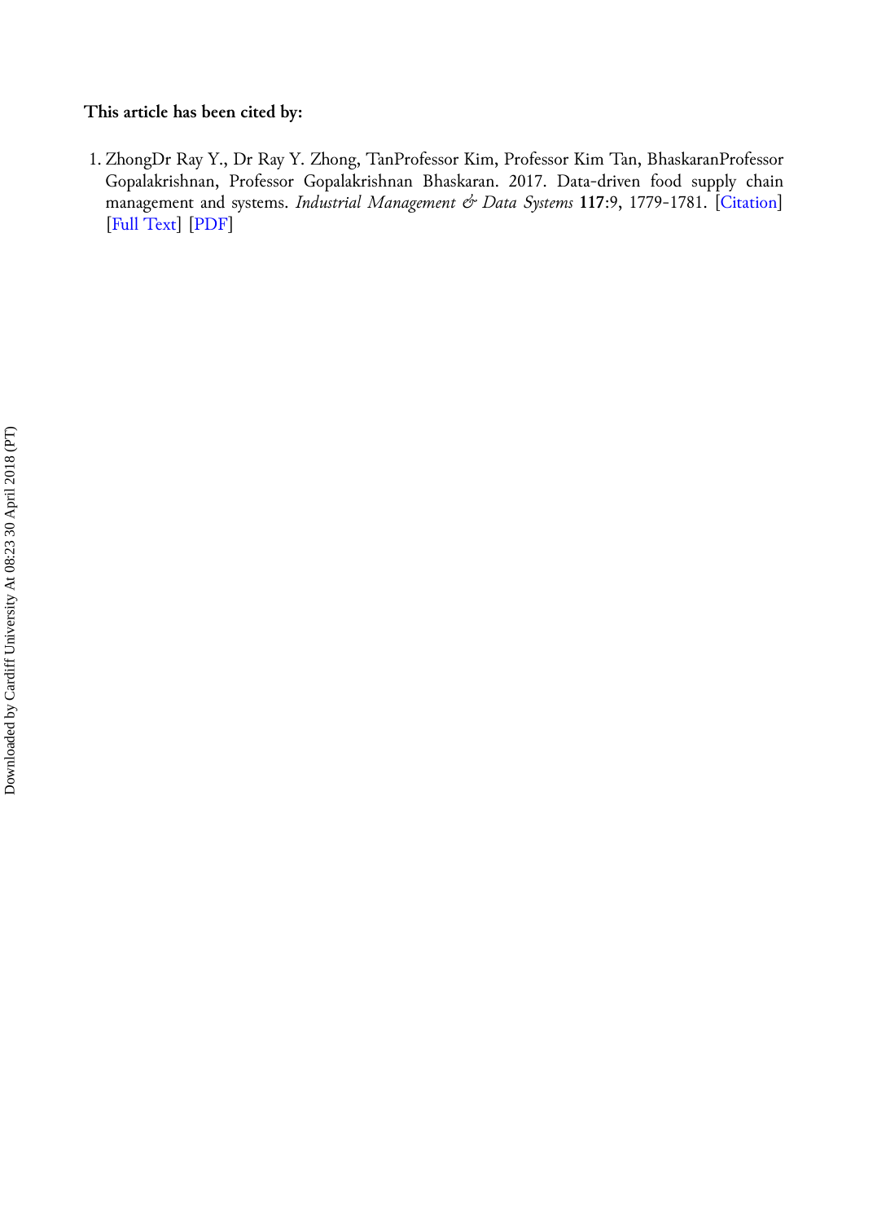**This article has been cited by:**

1. ZhongDr Ray Y., Dr Ray Y. Zhong, TanProfessor Kim, Professor Kim Tan, BhaskaranProfessor Gopalakrishnan, Professor Gopalakrishnan Bhaskaran. 2017. Data-driven food supply chain management and systems. *Industrial Management & Data Systems* **117**:9, 1779-1781. [Citation] [Full Text] [PDF]